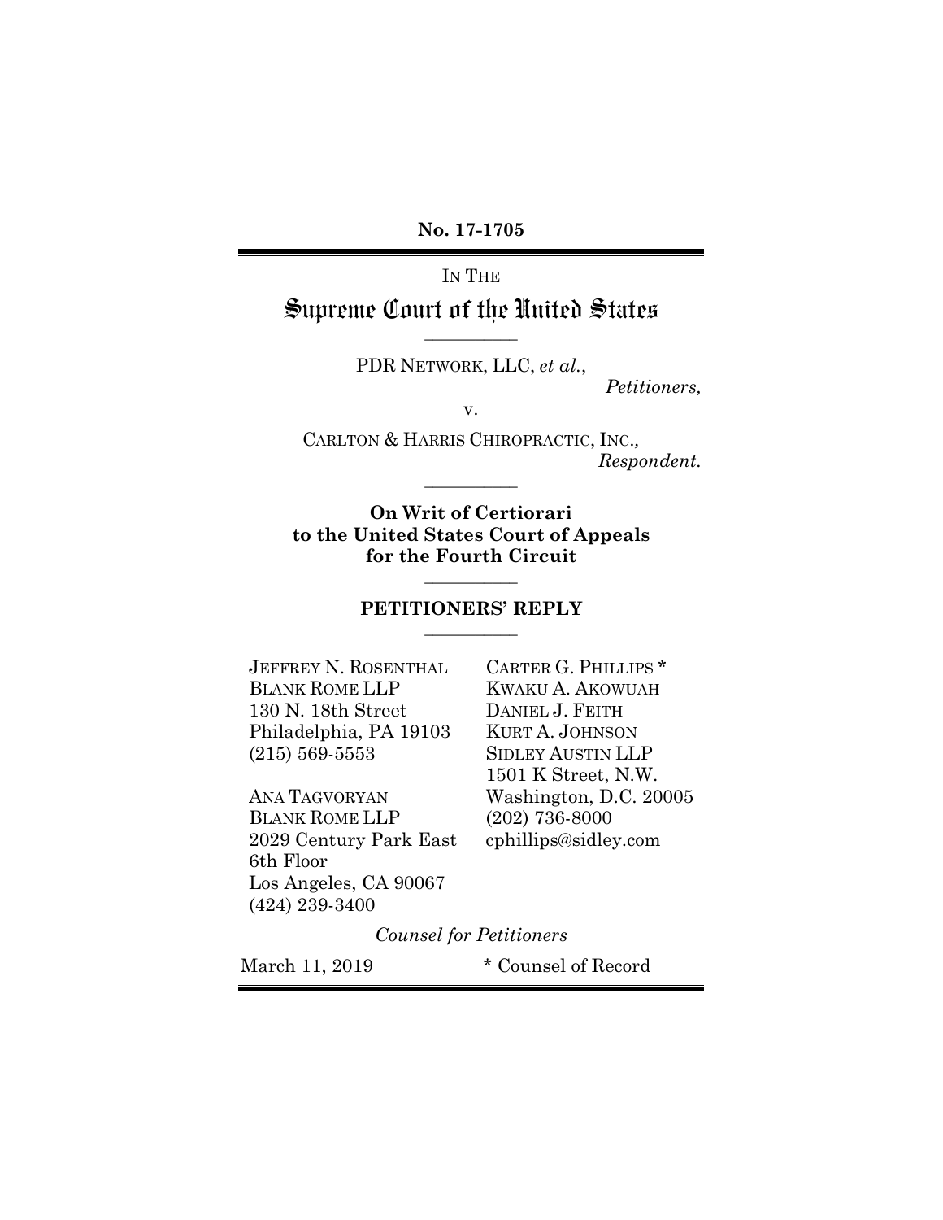**No. 17-1705**

IN THE

# Supreme Court of the United States

---

PDR NETWORK, LLC, *et al.*,

*Petitioners,*

v.

CARLTON & HARRIS CHIROPRACTIC, INC.,

*Respondent.*

---

**On Writ of Certiorari to the United States Court of Appeals for the Fourth Circuit**

---

## PETITIONERS' REPLY

---

JEFFREY N. ROSENTHAL
BLANK ROME LLP
130 N. 18th Street
Philadelphia, PA 19103
(215) 569-5553

ANA TAGVORYAN
BLANK ROME LLP
2029 Century Park East
6th Floor
Los Angeles, CA 90067
(424) 239-3400

CARTER G. PHILLIPS *
KWAKU A. AKOWUAH
DANIEL J. FEITH
KURT A. JOHNSON
SIDLEY AUSTIN LLP
1501 K Street, N.W.
Washington, D.C. 20005
(202) 736-8000
cphillips@sidley.com

*Counsel for Petitioners*

March 11, 2019

\* Counsel of Record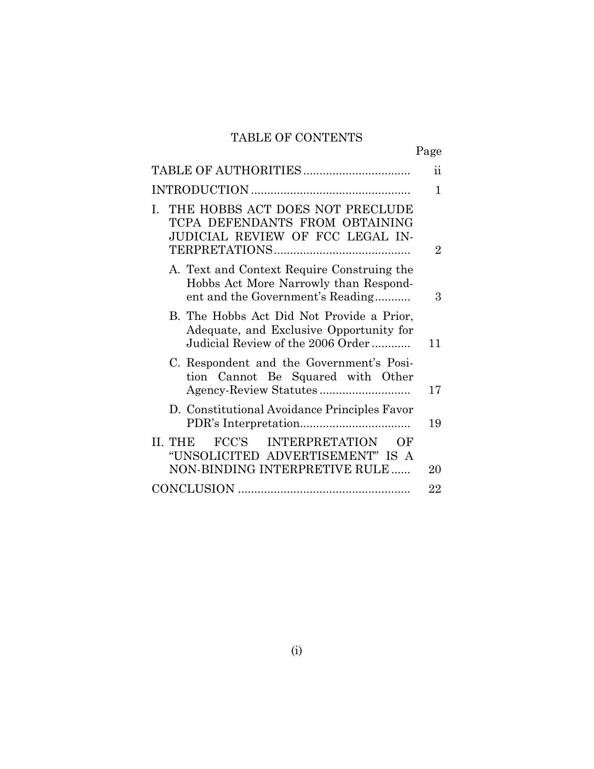# TABLE OF CONTENTS

| | Page |
|---|---|
| TABLE OF AUTHORITIES | ii |
| INTRODUCTION | 1 |
| I. THE HOBBS ACT DOES NOT PRECLUDE TCPA DEFENDANTS FROM OBTAINING JUDICIAL REVIEW OF FCC LEGAL INTERPRETATIONS | 2 |
| A. Text and Context Require Construing the Hobbs Act More Narrowly than Respondent and the Government's Reading | 3 |
| B. The Hobbs Act Did Not Provide a Prior, Adequate, and Exclusive Opportunity for Judicial Review of the 2006 Order | 11 |
| C. Respondent and the Government's Position Cannot Be Squared with Other Agency-Review Statutes | 17 |
| D. Constitutional Avoidance Principles Favor PDR's Interpretation | 19 |
| II. THE FCC'S INTERPRETATION OF "UNSOLICITED ADVERTISEMENT" IS A NON-BINDING INTERPRETIVE RULE | 20 |
| CONCLUSION | 22 |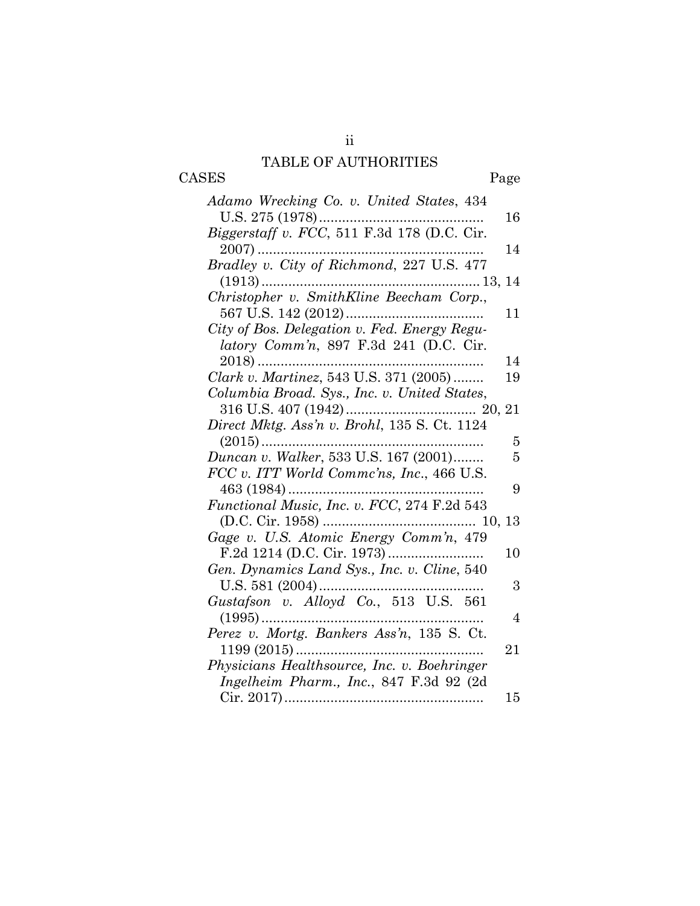# TABLE OF AUTHORITIES

| CASES | Page |
|---|---|
| *Adamo Wrecking Co. v. United States*, 434 U.S. 275 (1978) | 16 |
| *Biggerstaff v. FCC*, 511 F.3d 178 (D.C. Cir. 2007) | 14 |
| *Bradley v. City of Richmond*, 227 U.S. 477 (1913) | 13, 14 |
| *Christopher v. SmithKline Beecham Corp.*, 567 U.S. 142 (2012) | 11 |
| *City of Bos. Delegation v. Fed. Energy Regulatory Comm'n*, 897 F.3d 241 (D.C. Cir. 2018) | 14 |
| *Clark v. Martinez*, 543 U.S. 371 (2005) | 19 |
| *Columbia Broad. Sys., Inc. v. United States*, 316 U.S. 407 (1942) | 20, 21 |
| *Direct Mktg. Ass'n v. Brohl*, 135 S. Ct. 1124 (2015) | 5 |
| *Duncan v. Walker*, 533 U.S. 167 (2001) | 5 |
| *FCC v. ITT World Commc'ns, Inc.*, 466 U.S. 463 (1984) | 9 |
| *Functional Music, Inc. v. FCC*, 274 F.2d 543 (D.C. Cir. 1958) | 10, 13 |
| *Gage v. U.S. Atomic Energy Comm'n*, 479 F.2d 1214 (D.C. Cir. 1973) | 10 |
| *Gen. Dynamics Land Sys., Inc. v. Cline*, 540 U.S. 581 (2004) | 3 |
| *Gustafson v. Alloyd Co.*, 513 U.S. 561 (1995) | 4 |
| *Perez v. Mortg. Bankers Ass'n*, 135 S. Ct. 1199 (2015) | 21 |
| *Physicians Healthsource, Inc. v. Boehringer Ingelheim Pharm., Inc.*, 847 F.3d 92 (2d Cir. 2017) | 15 |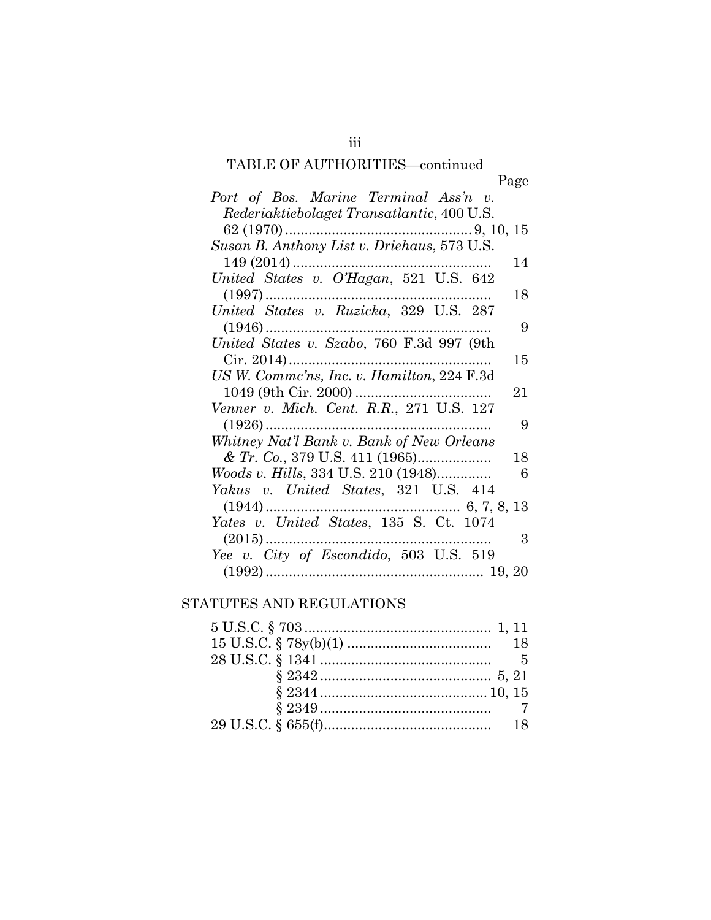TABLE OF AUTHORITIES—continued

| | Page |
|---|---|
| *Port of Bos. Marine Terminal Ass'n v. Rederiaktiebolaget Transatlantic*, 400 U.S. 62 (1970) | 9, 10, 15 |
| *Susan B. Anthony List v. Driehaus*, 573 U.S. 149 (2014) | 14 |
| *United States v. O'Hagan*, 521 U.S. 642 (1997) | 18 |
| *United States v. Ruzicka*, 329 U.S. 287 (1946) | 9 |
| *United States v. Szabo*, 760 F.3d 997 (9th Cir. 2014) | 15 |
| *US W. Commc'ns, Inc. v. Hamilton*, 224 F.3d 1049 (9th Cir. 2000) | 21 |
| *Venner v. Mich. Cent. R.R.*, 271 U.S. 127 (1926) | 9 |
| *Whitney Nat'l Bank v. Bank of New Orleans & Tr. Co.*, 379 U.S. 411 (1965) | 18 |
| *Woods v. Hills*, 334 U.S. 210 (1948) | 6 |
| *Yakus v. United States*, 321 U.S. 414 (1944) | 6, 7, 8, 13 |
| *Yates v. United States*, 135 S. Ct. 1074 (2015) | 3 |
| *Yee v. City of Escondido*, 503 U.S. 519 (1992) | 19, 20 |

## STATUTES AND REGULATIONS

| | |
|---|---|
| 5 U.S.C. § 703 | 1, 11 |
| 15 U.S.C. § 78y(b)(1) | 18 |
| 28 U.S.C. § 1341 | 5 |
| § 2342 | 5, 21 |
| § 2344 | 10, 15 |
| § 2349 | 7 |
| 29 U.S.C. § 655(f) | 18 |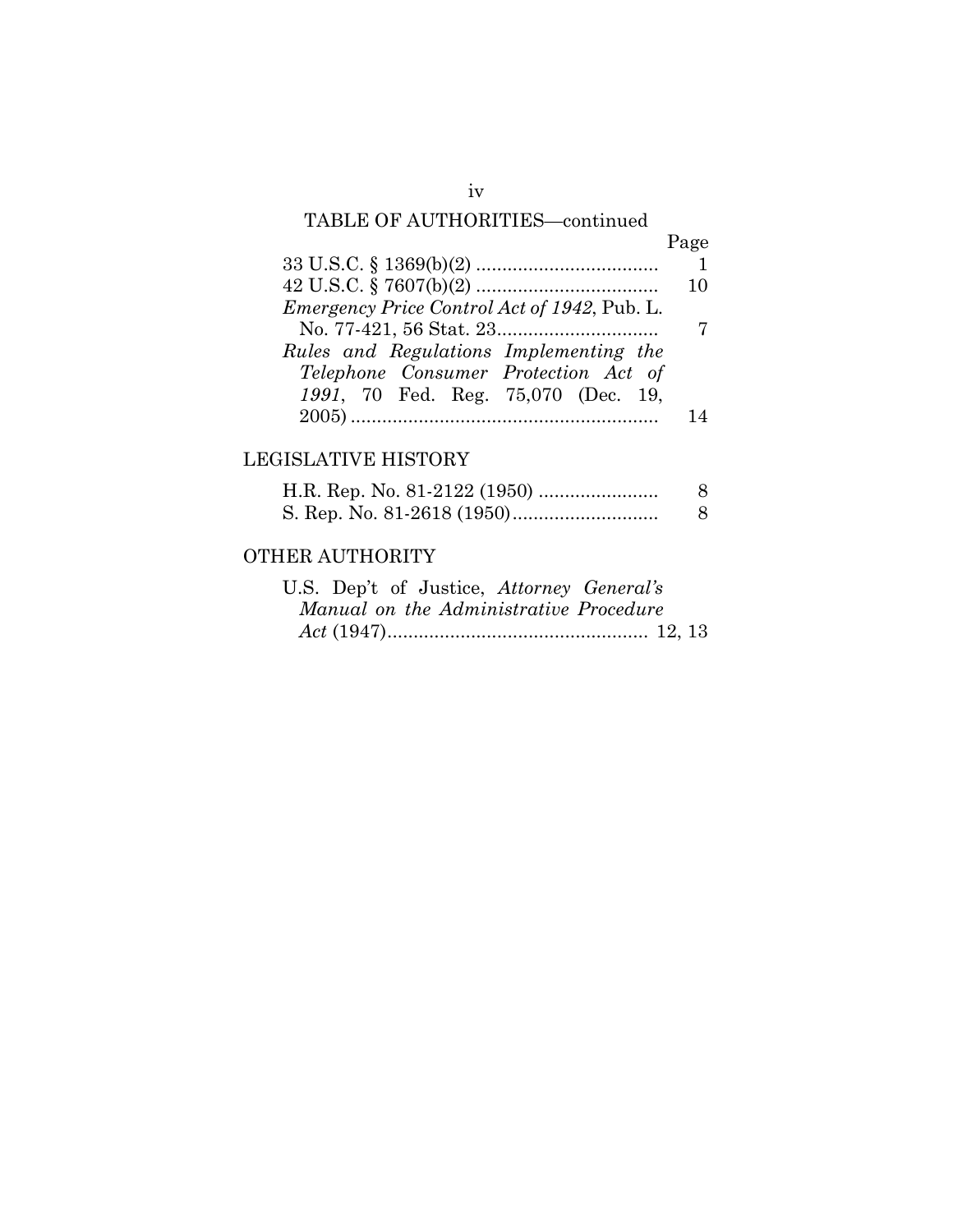TABLE OF AUTHORITIES—continued

| | Page |
|---|---|
| 33 U.S.C. § 1369(b)(2) | 1 |
| 42 U.S.C. § 7607(b)(2) | 10 |
| *Emergency Price Control Act of 1942*, Pub. L. No. 77-421, 56 Stat. 23 | 7 |
| *Rules and Regulations Implementing the Telephone Consumer Protection Act of 1991*, 70 Fed. Reg. 75,070 (Dec. 19, 2005) | 14 |

## LEGISLATIVE HISTORY

| | |
|---|---|
| H.R. Rep. No. 81-2122 (1950) | 8 |
| S. Rep. No. 81-2618 (1950) | 8 |

## OTHER AUTHORITY

| | |
|---|---|
| U.S. Dep't of Justice, *Attorney General's Manual on the Administrative Procedure Act* (1947) | 12, 13 |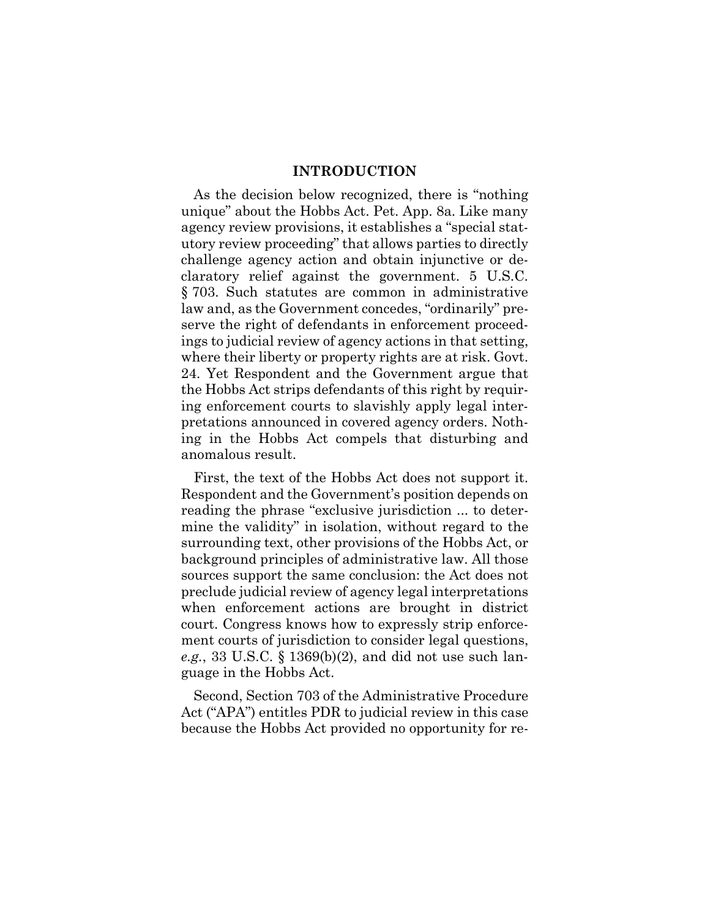## INTRODUCTION

As the decision below recognized, there is "nothing unique" about the Hobbs Act. Pet. App. 8a. Like many agency review provisions, it establishes a "special statutory review proceeding" that allows parties to directly challenge agency action and obtain injunctive or declaratory relief against the government. 5 U.S.C. § 703. Such statutes are common in administrative law and, as the Government concedes, "ordinarily" preserve the right of defendants in enforcement proceedings to judicial review of agency actions in that setting, where their liberty or property rights are at risk. Govt. 24. Yet Respondent and the Government argue that the Hobbs Act strips defendants of this right by requiring enforcement courts to slavishly apply legal interpretations announced in covered agency orders. Nothing in the Hobbs Act compels that disturbing and anomalous result.

First, the text of the Hobbs Act does not support it. Respondent and the Government's position depends on reading the phrase "exclusive jurisdiction ... to determine the validity" in isolation, without regard to the surrounding text, other provisions of the Hobbs Act, or background principles of administrative law. All those sources support the same conclusion: the Act does not preclude judicial review of agency legal interpretations when enforcement actions are brought in district court. Congress knows how to expressly strip enforcement courts of jurisdiction to consider legal questions, *e.g.*, 33 U.S.C. § 1369(b)(2), and did not use such language in the Hobbs Act.

Second, Section 703 of the Administrative Procedure Act ("APA") entitles PDR to judicial review in this case because the Hobbs Act provided no opportunity for re-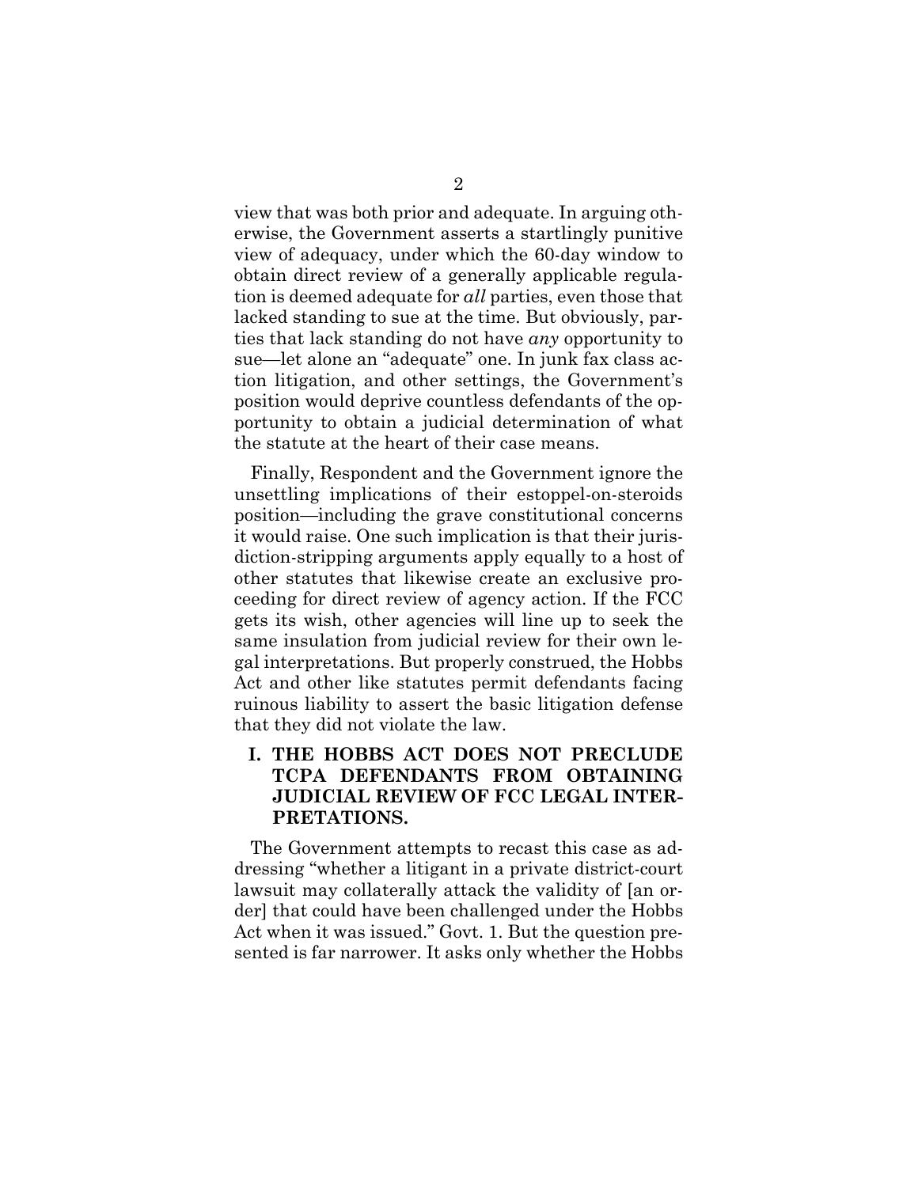view that was both prior and adequate. In arguing otherwise, the Government asserts a startlingly punitive view of adequacy, under which the 60-day window to obtain direct review of a generally applicable regulation is deemed adequate for *all* parties, even those that lacked standing to sue at the time. But obviously, parties that lack standing do not have *any* opportunity to sue—let alone an "adequate" one. In junk fax class action litigation, and other settings, the Government's position would deprive countless defendants of the opportunity to obtain a judicial determination of what the statute at the heart of their case means.

Finally, Respondent and the Government ignore the unsettling implications of their estoppel-on-steroids position—including the grave constitutional concerns it would raise. One such implication is that their jurisdiction-stripping arguments apply equally to a host of other statutes that likewise create an exclusive proceeding for direct review of agency action. If the FCC gets its wish, other agencies will line up to seek the same insulation from judicial review for their own legal interpretations. But properly construed, the Hobbs Act and other like statutes permit defendants facing ruinous liability to assert the basic litigation defense that they did not violate the law.

## I. THE HOBBS ACT DOES NOT PRECLUDE TCPA DEFENDANTS FROM OBTAINING JUDICIAL REVIEW OF FCC LEGAL INTERPRETATIONS.

The Government attempts to recast this case as addressing "whether a litigant in a private district-court lawsuit may collaterally attack the validity of [an order] that could have been challenged under the Hobbs Act when it was issued." Govt. 1. But the question presented is far narrower. It asks only whether the Hobbs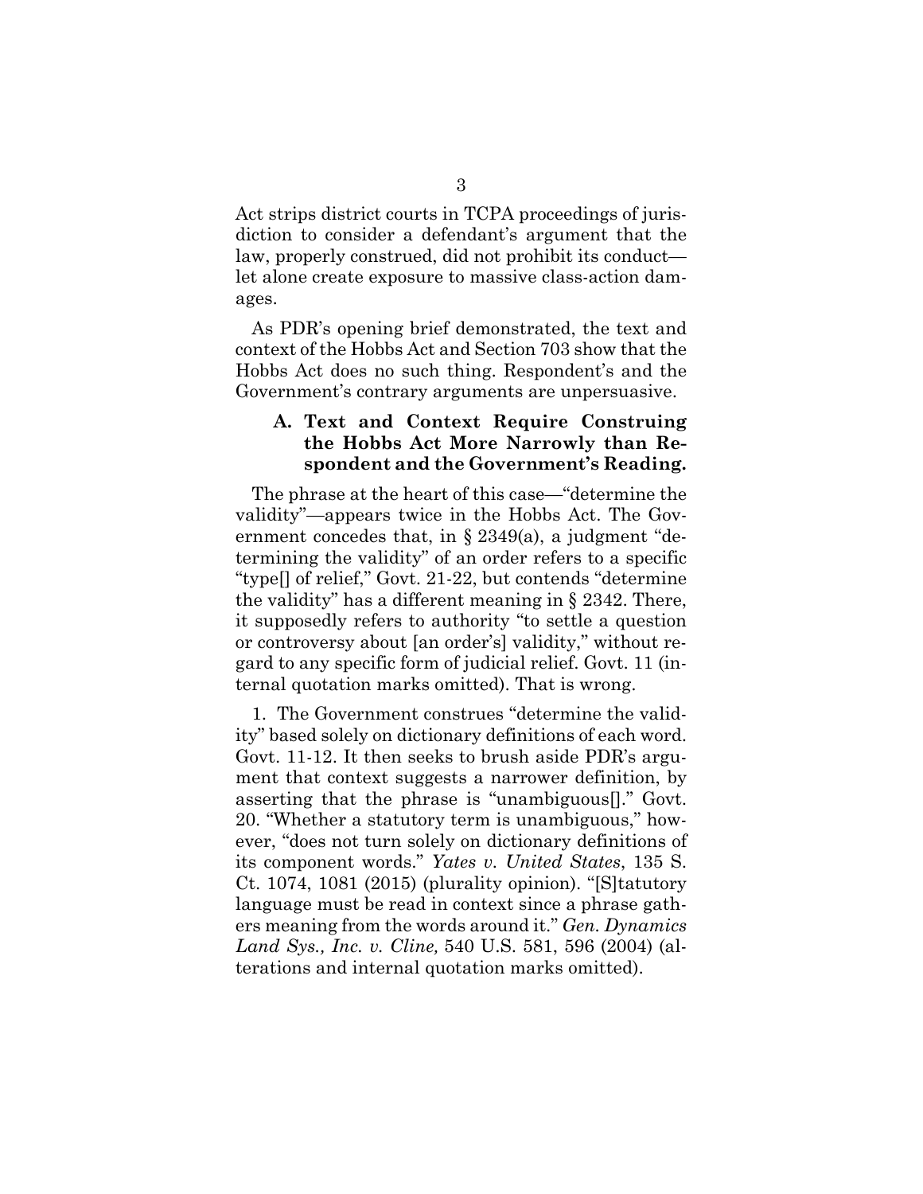Act strips district courts in TCPA proceedings of jurisdiction to consider a defendant's argument that the law, properly construed, did not prohibit its conduct—let alone create exposure to massive class-action damages.

As PDR's opening brief demonstrated, the text and context of the Hobbs Act and Section 703 show that the Hobbs Act does no such thing. Respondent's and the Government's contrary arguments are unpersuasive.

### A. Text and Context Require Construing the Hobbs Act More Narrowly than Respondent and the Government's Reading.

The phrase at the heart of this case—"determine the validity"—appears twice in the Hobbs Act. The Government concedes that, in § 2349(a), a judgment "determining the validity" of an order refers to a specific "type[] of relief," Govt. 21-22, but contends "determine the validity" has a different meaning in § 2342. There, it supposedly refers to authority "to settle a question or controversy about [an order's] validity," without regard to any specific form of judicial relief. Govt. 11 (internal quotation marks omitted). That is wrong.

1. The Government construes "determine the validity" based solely on dictionary definitions of each word. Govt. 11-12. It then seeks to brush aside PDR's argument that context suggests a narrower definition, by asserting that the phrase is "unambiguous[]." Govt. 20. "Whether a statutory term is unambiguous," however, "does not turn solely on dictionary definitions of its component words." *Yates v. United States*, 135 S. Ct. 1074, 1081 (2015) (plurality opinion). "[S]tatutory language must be read in context since a phrase gathers meaning from the words around it." *Gen. Dynamics Land Sys., Inc. v. Cline,* 540 U.S. 581, 596 (2004) (alterations and internal quotation marks omitted).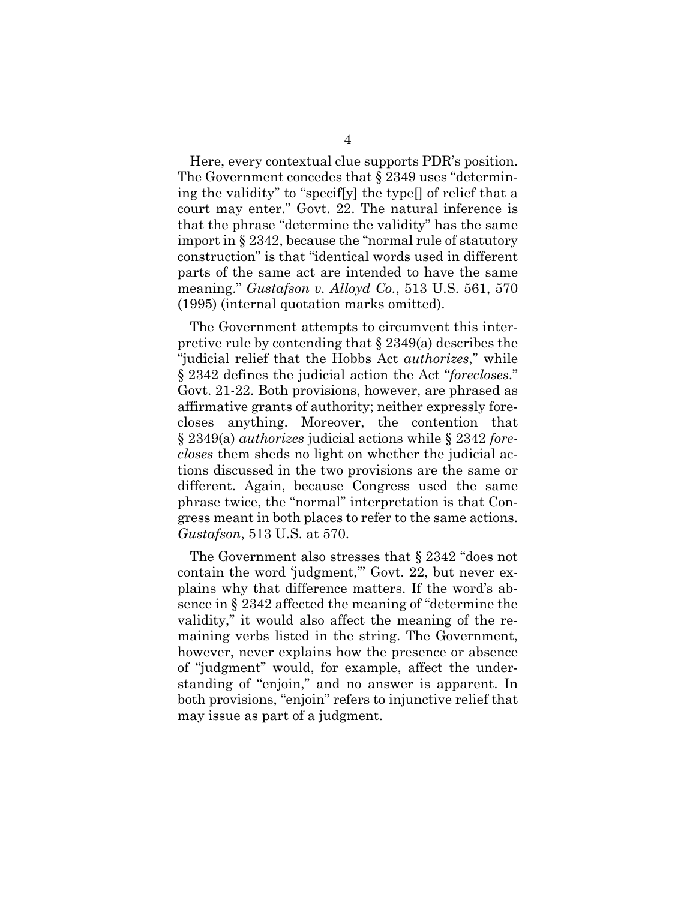Here, every contextual clue supports PDR's position. The Government concedes that § 2349 uses "determining the validity" to "specif[y] the type[] of relief that a court may enter." Govt. 22. The natural inference is that the phrase "determine the validity" has the same import in § 2342, because the "normal rule of statutory construction" is that "identical words used in different parts of the same act are intended to have the same meaning." *Gustafson v. Alloyd Co.*, 513 U.S. 561, 570 (1995) (internal quotation marks omitted).

The Government attempts to circumvent this interpretive rule by contending that § 2349(a) describes the "judicial relief that the Hobbs Act *authorizes*," while § 2342 defines the judicial action the Act "*forecloses*." Govt. 21-22. Both provisions, however, are phrased as affirmative grants of authority; neither expressly forecloses anything. Moreover, the contention that § 2349(a) *authorizes* judicial actions while § 2342 *forecloses* them sheds no light on whether the judicial actions discussed in the two provisions are the same or different. Again, because Congress used the same phrase twice, the "normal" interpretation is that Congress meant in both places to refer to the same actions. *Gustafson*, 513 U.S. at 570.

The Government also stresses that § 2342 "does not contain the word 'judgment,'" Govt. 22, but never explains why that difference matters. If the word's absence in § 2342 affected the meaning of "determine the validity," it would also affect the meaning of the remaining verbs listed in the string. The Government, however, never explains how the presence or absence of "judgment" would, for example, affect the understanding of "enjoin," and no answer is apparent. In both provisions, "enjoin" refers to injunctive relief that may issue as part of a judgment.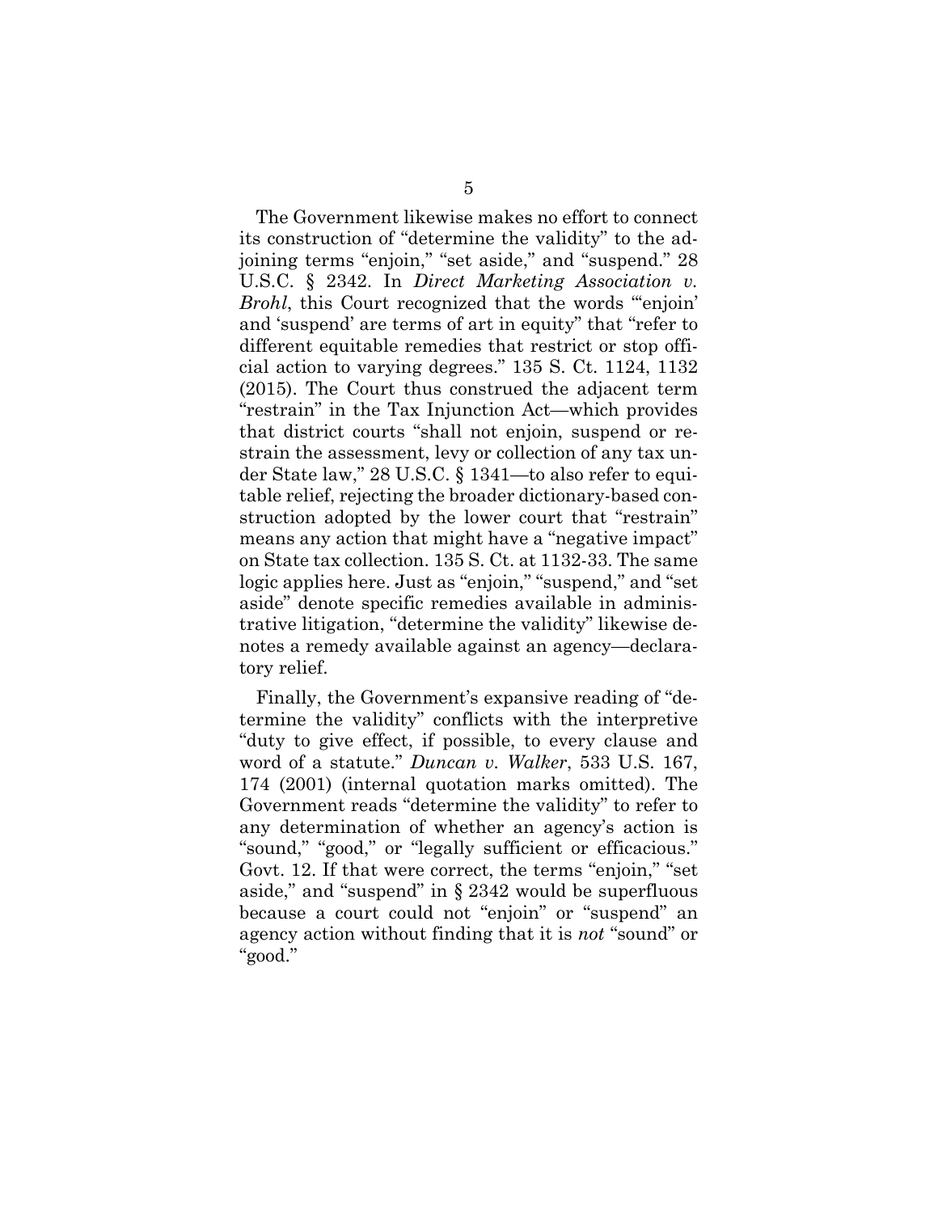The Government likewise makes no effort to connect its construction of "determine the validity" to the adjoining terms "enjoin," "set aside," and "suspend." 28 U.S.C. § 2342. In *Direct Marketing Association v. Brohl*, this Court recognized that the words "'enjoin' and 'suspend' are terms of art in equity" that "refer to different equitable remedies that restrict or stop official action to varying degrees." 135 S. Ct. 1124, 1132 (2015). The Court thus construed the adjacent term "restrain" in the Tax Injunction Act—which provides that district courts "shall not enjoin, suspend or restrain the assessment, levy or collection of any tax under State law," 28 U.S.C. § 1341—to also refer to equitable relief, rejecting the broader dictionary-based construction adopted by the lower court that "restrain" means any action that might have a "negative impact" on State tax collection. 135 S. Ct. at 1132-33. The same logic applies here. Just as "enjoin," "suspend," and "set aside" denote specific remedies available in administrative litigation, "determine the validity" likewise denotes a remedy available against an agency—declaratory relief.

Finally, the Government's expansive reading of "determine the validity" conflicts with the interpretive "duty to give effect, if possible, to every clause and word of a statute." *Duncan v. Walker*, 533 U.S. 167, 174 (2001) (internal quotation marks omitted). The Government reads "determine the validity" to refer to any determination of whether an agency's action is "sound," "good," or "legally sufficient or efficacious." Govt. 12. If that were correct, the terms "enjoin," "set aside," and "suspend" in § 2342 would be superfluous because a court could not "enjoin" or "suspend" an agency action without finding that it is *not* "sound" or "good."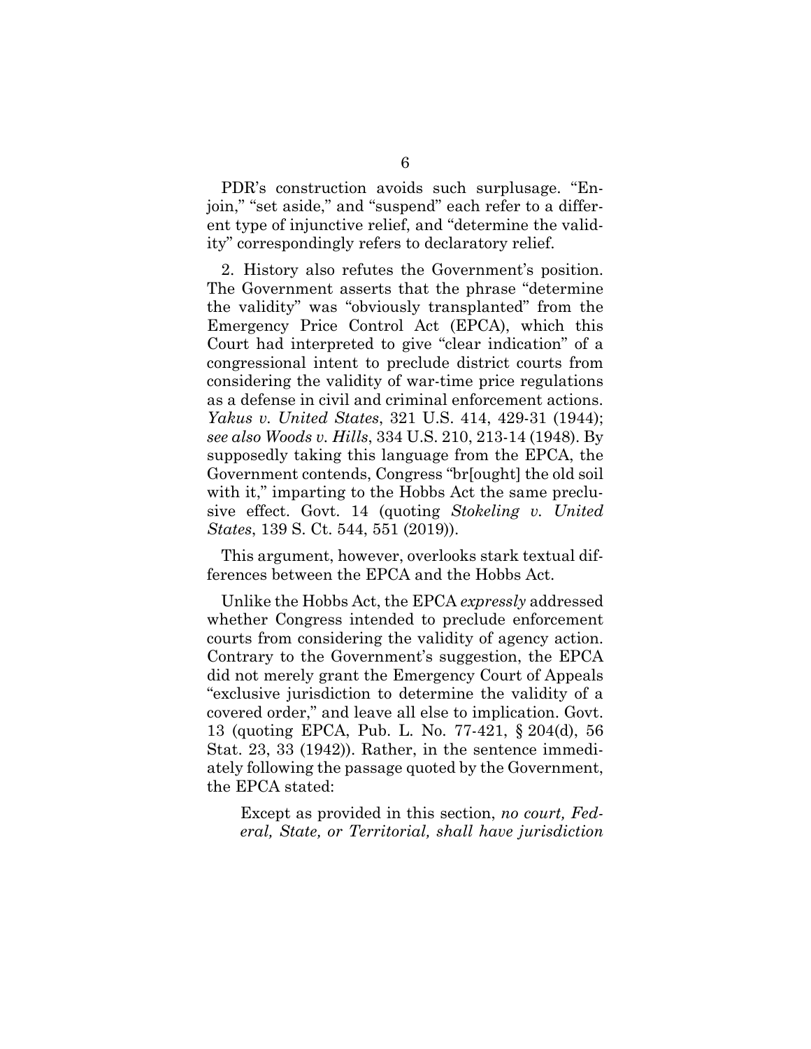PDR's construction avoids such surplusage. "Enjoin," "set aside," and "suspend" each refer to a different type of injunctive relief, and "determine the validity" correspondingly refers to declaratory relief.

2. History also refutes the Government's position. The Government asserts that the phrase "determine the validity" was "obviously transplanted" from the Emergency Price Control Act (EPCA), which this Court had interpreted to give "clear indication" of a congressional intent to preclude district courts from considering the validity of war-time price regulations as a defense in civil and criminal enforcement actions. *Yakus v. United States*, 321 U.S. 414, 429-31 (1944); *see also Woods v. Hills*, 334 U.S. 210, 213-14 (1948). By supposedly taking this language from the EPCA, the Government contends, Congress "br[ought] the old soil with it," imparting to the Hobbs Act the same preclusive effect. Govt. 14 (quoting *Stokeling v. United States*, 139 S. Ct. 544, 551 (2019)).

This argument, however, overlooks stark textual differences between the EPCA and the Hobbs Act.

Unlike the Hobbs Act, the EPCA *expressly* addressed whether Congress intended to preclude enforcement courts from considering the validity of agency action. Contrary to the Government's suggestion, the EPCA did not merely grant the Emergency Court of Appeals "exclusive jurisdiction to determine the validity of a covered order," and leave all else to implication. Govt. 13 (quoting EPCA, Pub. L. No. 77-421, § 204(d), 56 Stat. 23, 33 (1942)). Rather, in the sentence immediately following the passage quoted by the Government, the EPCA stated:

> Except as provided in this section, *no court, Federal, State, or Territorial, shall have jurisdiction*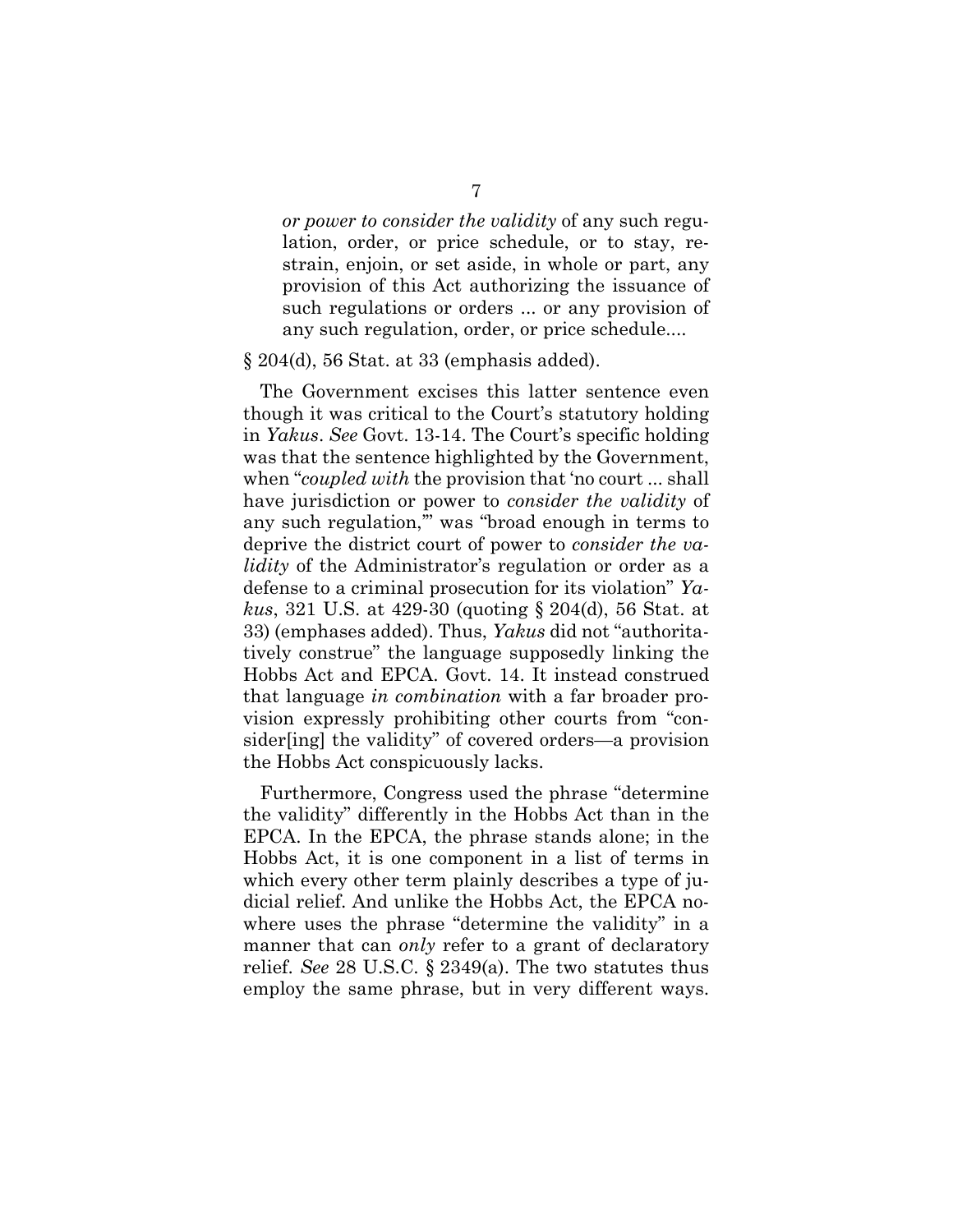> *or power to consider the validity* of any such regulation, order, or price schedule, or to stay, restrain, enjoin, or set aside, in whole or part, any provision of this Act authorizing the issuance of such regulations or orders ... or any provision of any such regulation, order, or price schedule....

§ 204(d), 56 Stat. at 33 (emphasis added).

The Government excises this latter sentence even though it was critical to the Court's statutory holding in *Yakus*. *See* Govt. 13-14. The Court's specific holding was that the sentence highlighted by the Government, when "*coupled with* the provision that 'no court ... shall have jurisdiction or power to *consider the validity* of any such regulation,'" was "broad enough in terms to deprive the district court of power to *consider the validity* of the Administrator's regulation or order as a defense to a criminal prosecution for its violation" *Yakus*, 321 U.S. at 429-30 (quoting § 204(d), 56 Stat. at 33) (emphases added). Thus, *Yakus* did not "authoritatively construe" the language supposedly linking the Hobbs Act and EPCA. Govt. 14. It instead construed that language *in combination* with a far broader provision expressly prohibiting other courts from "consider[ing] the validity" of covered orders—a provision the Hobbs Act conspicuously lacks.

Furthermore, Congress used the phrase "determine the validity" differently in the Hobbs Act than in the EPCA. In the EPCA, the phrase stands alone; in the Hobbs Act, it is one component in a list of terms in which every other term plainly describes a type of judicial relief. And unlike the Hobbs Act, the EPCA nowhere uses the phrase "determine the validity" in a manner that can *only* refer to a grant of declaratory relief. *See* 28 U.S.C. § 2349(a). The two statutes thus employ the same phrase, but in very different ways.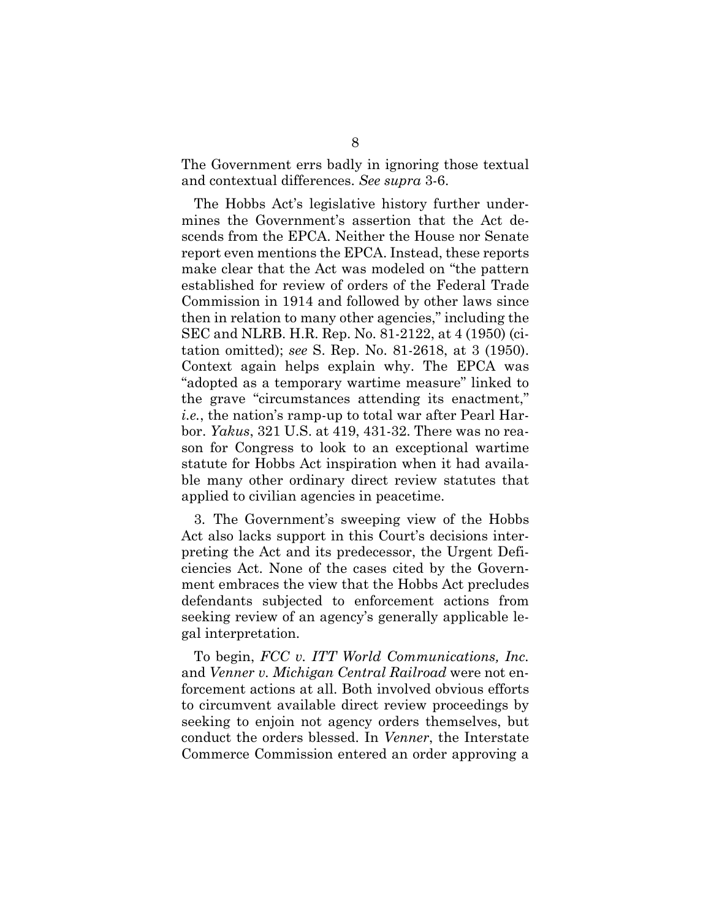The Government errs badly in ignoring those textual and contextual differences. *See supra* 3-6.

The Hobbs Act's legislative history further undermines the Government's assertion that the Act descends from the EPCA. Neither the House nor Senate report even mentions the EPCA. Instead, these reports make clear that the Act was modeled on "the pattern established for review of orders of the Federal Trade Commission in 1914 and followed by other laws since then in relation to many other agencies," including the SEC and NLRB. H.R. Rep. No. 81-2122, at 4 (1950) (citation omitted); *see* S. Rep. No. 81-2618, at 3 (1950). Context again helps explain why. The EPCA was "adopted as a temporary wartime measure" linked to the grave "circumstances attending its enactment," *i.e.*, the nation's ramp-up to total war after Pearl Harbor. *Yakus*, 321 U.S. at 419, 431-32. There was no reason for Congress to look to an exceptional wartime statute for Hobbs Act inspiration when it had available many other ordinary direct review statutes that applied to civilian agencies in peacetime.

3. The Government's sweeping view of the Hobbs Act also lacks support in this Court's decisions interpreting the Act and its predecessor, the Urgent Deficiencies Act. None of the cases cited by the Government embraces the view that the Hobbs Act precludes defendants subjected to enforcement actions from seeking review of an agency's generally applicable legal interpretation.

To begin, *FCC v. ITT World Communications, Inc.* and *Venner v. Michigan Central Railroad* were not enforcement actions at all. Both involved obvious efforts to circumvent available direct review proceedings by seeking to enjoin not agency orders themselves, but conduct the orders blessed. In *Venner*, the Interstate Commerce Commission entered an order approving a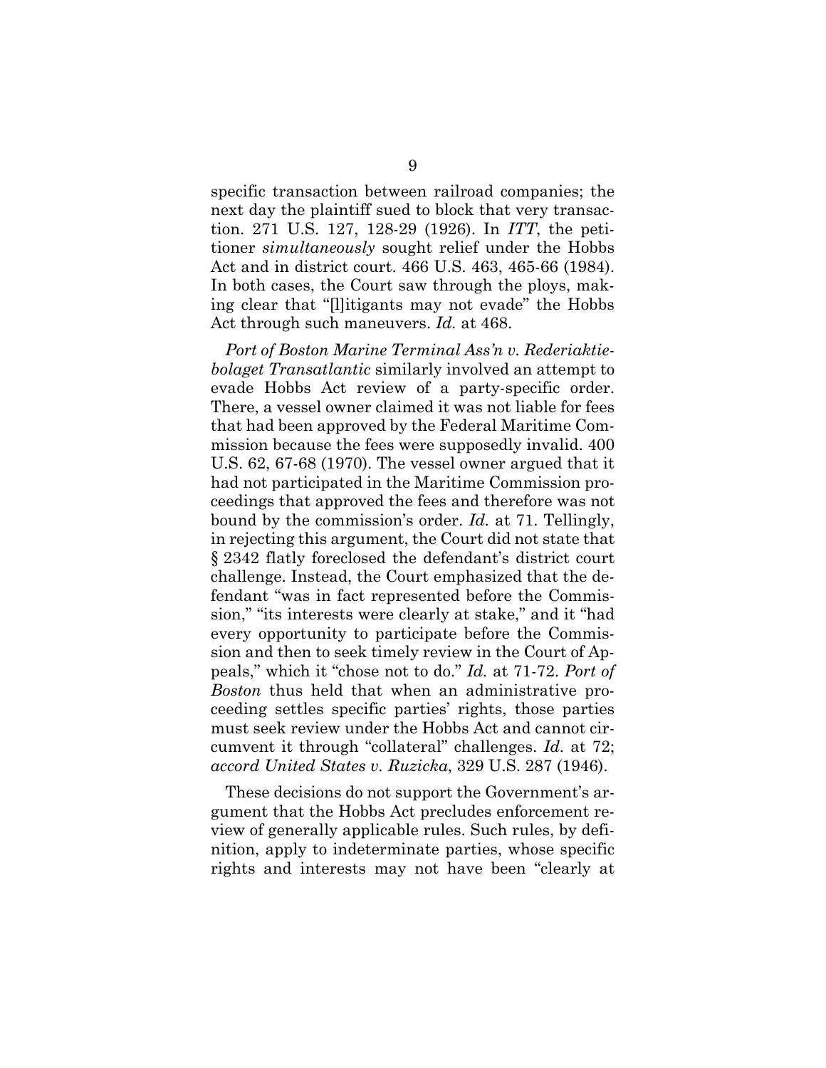specific transaction between railroad companies; the next day the plaintiff sued to block that very transaction. 271 U.S. 127, 128-29 (1926). In *ITT*, the petitioner *simultaneously* sought relief under the Hobbs Act and in district court. 466 U.S. 463, 465-66 (1984). In both cases, the Court saw through the ploys, making clear that "[l]itigants may not evade" the Hobbs Act through such maneuvers. *Id.* at 468.

*Port of Boston Marine Terminal Ass'n v. Rederiaktiebolaget Transatlantic* similarly involved an attempt to evade Hobbs Act review of a party-specific order. There, a vessel owner claimed it was not liable for fees that had been approved by the Federal Maritime Commission because the fees were supposedly invalid. 400 U.S. 62, 67-68 (1970). The vessel owner argued that it had not participated in the Maritime Commission proceedings that approved the fees and therefore was not bound by the commission's order. *Id.* at 71. Tellingly, in rejecting this argument, the Court did not state that § 2342 flatly foreclosed the defendant's district court challenge. Instead, the Court emphasized that the defendant "was in fact represented before the Commission," "its interests were clearly at stake," and it "had every opportunity to participate before the Commission and then to seek timely review in the Court of Appeals," which it "chose not to do." *Id.* at 71-72. *Port of Boston* thus held that when an administrative proceeding settles specific parties' rights, those parties must seek review under the Hobbs Act and cannot circumvent it through "collateral" challenges. *Id.* at 72; *accord United States v. Ruzicka*, 329 U.S. 287 (1946).

These decisions do not support the Government's argument that the Hobbs Act precludes enforcement review of generally applicable rules. Such rules, by definition, apply to indeterminate parties, whose specific rights and interests may not have been "clearly at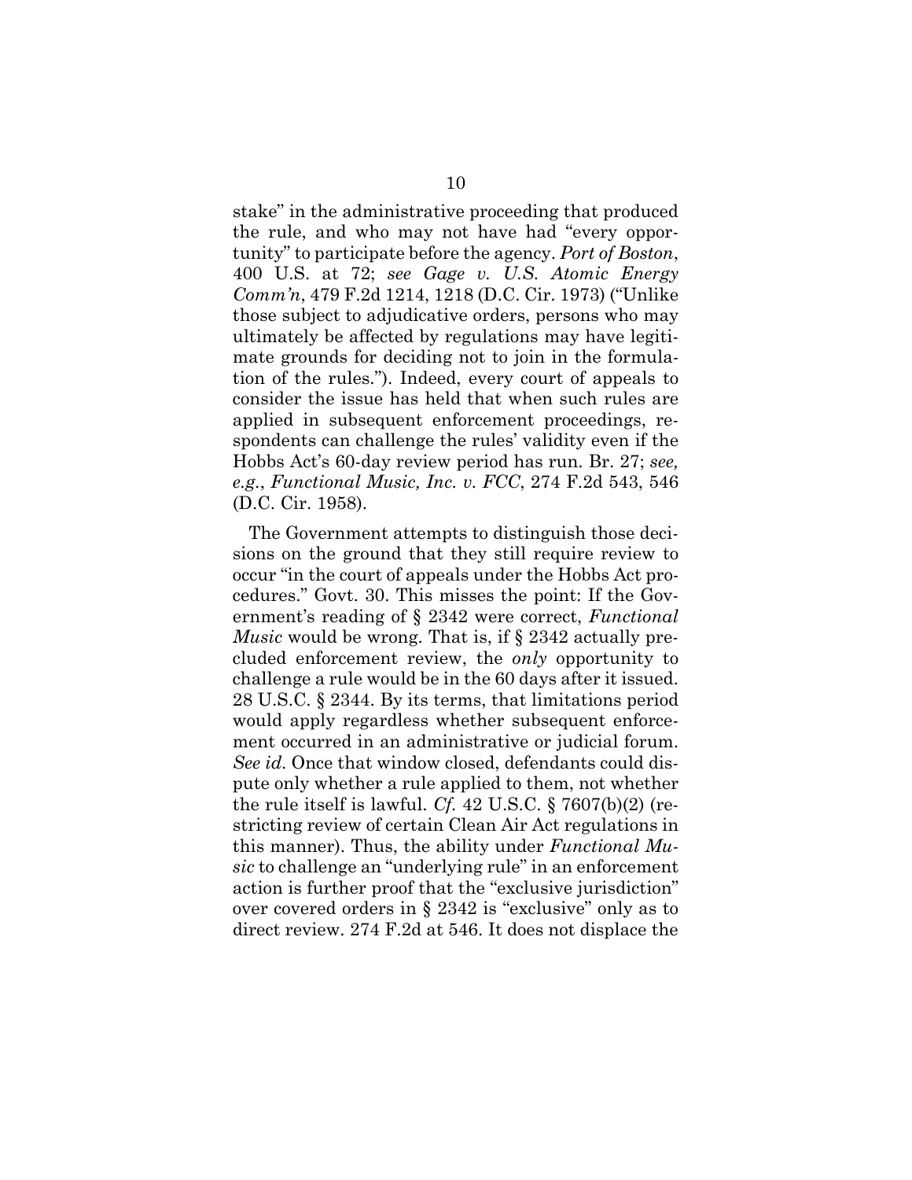stake" in the administrative proceeding that produced the rule, and who may not have had "every opportunity" to participate before the agency. *Port of Boston*, 400 U.S. at 72; *see Gage v. U.S. Atomic Energy Comm'n*, 479 F.2d 1214, 1218 (D.C. Cir. 1973) ("Unlike those subject to adjudicative orders, persons who may ultimately be affected by regulations may have legitimate grounds for deciding not to join in the formulation of the rules."). Indeed, every court of appeals to consider the issue has held that when such rules are applied in subsequent enforcement proceedings, respondents can challenge the rules' validity even if the Hobbs Act's 60-day review period has run. Br. 27; *see, e.g.*, *Functional Music, Inc. v. FCC*, 274 F.2d 543, 546 (D.C. Cir. 1958).

The Government attempts to distinguish those decisions on the ground that they still require review to occur "in the court of appeals under the Hobbs Act procedures." Govt. 30. This misses the point: If the Government's reading of § 2342 were correct, *Functional Music* would be wrong. That is, if § 2342 actually precluded enforcement review, the *only* opportunity to challenge a rule would be in the 60 days after it issued. 28 U.S.C. § 2344. By its terms, that limitations period would apply regardless whether subsequent enforcement occurred in an administrative or judicial forum. *See id.* Once that window closed, defendants could dispute only whether a rule applied to them, not whether the rule itself is lawful. *Cf.* 42 U.S.C. § 7607(b)(2) (restricting review of certain Clean Air Act regulations in this manner). Thus, the ability under *Functional Music* to challenge an "underlying rule" in an enforcement action is further proof that the "exclusive jurisdiction" over covered orders in § 2342 is "exclusive" only as to direct review. 274 F.2d at 546. It does not displace the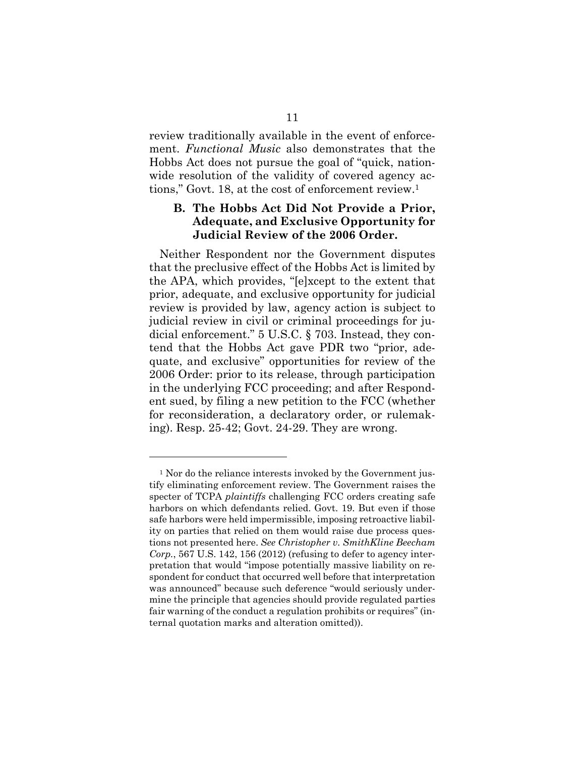review traditionally available in the event of enforcement. *Functional Music* also demonstrates that the Hobbs Act does not pursue the goal of "quick, nationwide resolution of the validity of covered agency actions," Govt. 18, at the cost of enforcement review.[1]

### B. The Hobbs Act Did Not Provide a Prior, Adequate, and Exclusive Opportunity for Judicial Review of the 2006 Order.

Neither Respondent nor the Government disputes that the preclusive effect of the Hobbs Act is limited by the APA, which provides, "[e]xcept to the extent that prior, adequate, and exclusive opportunity for judicial review is provided by law, agency action is subject to judicial review in civil or criminal proceedings for judicial enforcement." 5 U.S.C. § 703. Instead, they contend that the Hobbs Act gave PDR two "prior, adequate, and exclusive" opportunities for review of the 2006 Order: prior to its release, through participation in the underlying FCC proceeding; and after Respondent sued, by filing a new petition to the FCC (whether for reconsideration, a declaratory order, or rulemaking). Resp. 25-42; Govt. 24-29. They are wrong.

---

[1] Nor do the reliance interests invoked by the Government justify eliminating enforcement review. The Government raises the specter of TCPA *plaintiffs* challenging FCC orders creating safe harbors on which defendants relied. Govt. 19. But even if those safe harbors were held impermissible, imposing retroactive liability on parties that relied on them would raise due process questions not presented here. *See Christopher v. SmithKline Beecham Corp.*, 567 U.S. 142, 156 (2012) (refusing to defer to agency interpretation that would "impose potentially massive liability on respondent for conduct that occurred well before that interpretation was announced" because such deference "would seriously undermine the principle that agencies should provide regulated parties fair warning of the conduct a regulation prohibits or requires" (internal quotation marks and alteration omitted)).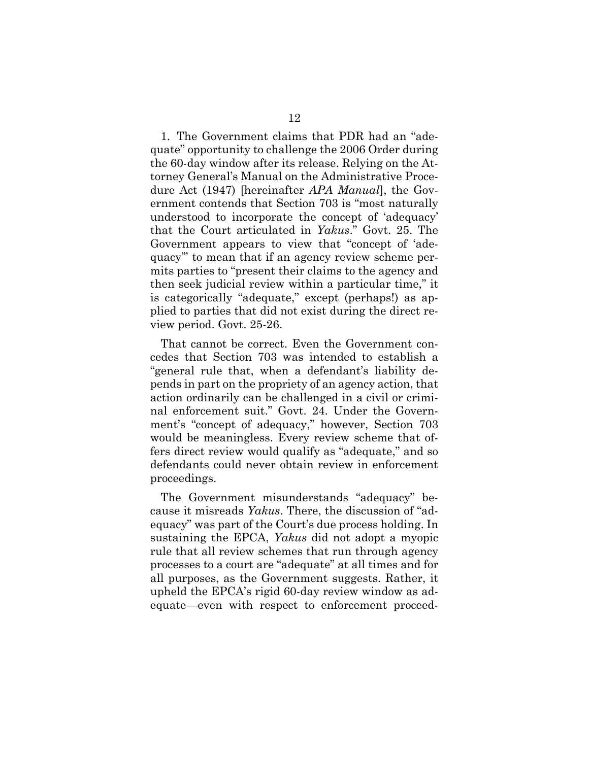1. The Government claims that PDR had an "adequate" opportunity to challenge the 2006 Order during the 60-day window after its release. Relying on the Attorney General's Manual on the Administrative Procedure Act (1947) [hereinafter *APA Manual*], the Government contends that Section 703 is "most naturally understood to incorporate the concept of 'adequacy' that the Court articulated in *Yakus*." Govt. 25. The Government appears to view that "concept of 'adequacy'" to mean that if an agency review scheme permits parties to "present their claims to the agency and then seek judicial review within a particular time," it is categorically "adequate," except (perhaps!) as applied to parties that did not exist during the direct review period. Govt. 25-26.

That cannot be correct. Even the Government concedes that Section 703 was intended to establish a "general rule that, when a defendant's liability depends in part on the propriety of an agency action, that action ordinarily can be challenged in a civil or criminal enforcement suit." Govt. 24. Under the Government's "concept of adequacy," however, Section 703 would be meaningless. Every review scheme that offers direct review would qualify as "adequate," and so defendants could never obtain review in enforcement proceedings.

The Government misunderstands "adequacy" because it misreads *Yakus*. There, the discussion of "adequacy" was part of the Court's due process holding. In sustaining the EPCA, *Yakus* did not adopt a myopic rule that all review schemes that run through agency processes to a court are "adequate" at all times and for all purposes, as the Government suggests. Rather, it upheld the EPCA's rigid 60-day review window as adequate—even with respect to enforcement proceed-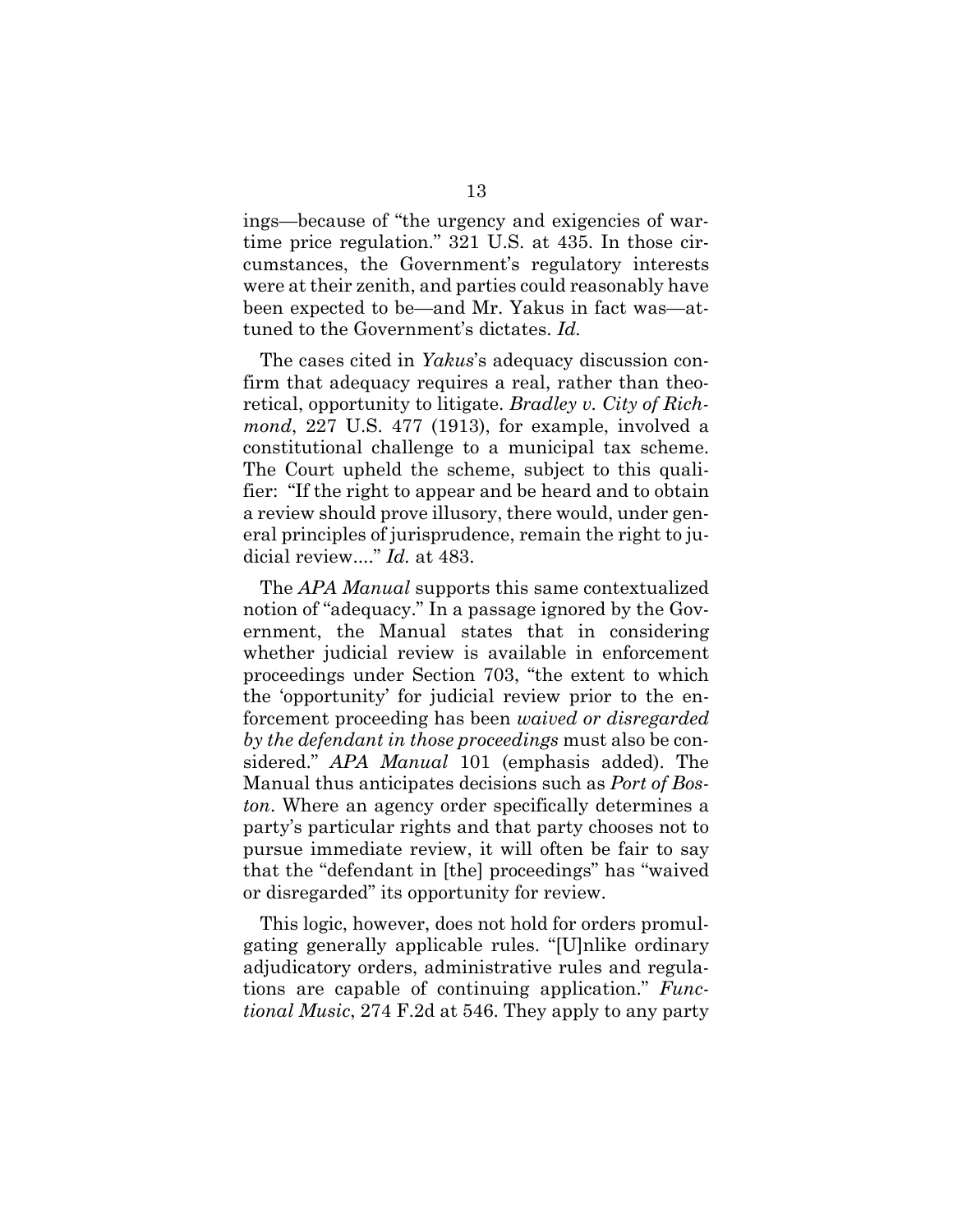ings—because of "the urgency and exigencies of wartime price regulation." 321 U.S. at 435. In those circumstances, the Government's regulatory interests were at their zenith, and parties could reasonably have been expected to be—and Mr. Yakus in fact was—attuned to the Government's dictates. *Id.*

The cases cited in *Yakus*'s adequacy discussion confirm that adequacy requires a real, rather than theoretical, opportunity to litigate. *Bradley v. City of Richmond*, 227 U.S. 477 (1913), for example, involved a constitutional challenge to a municipal tax scheme. The Court upheld the scheme, subject to this qualifier: "If the right to appear and be heard and to obtain a review should prove illusory, there would, under general principles of jurisprudence, remain the right to judicial review...." *Id.* at 483.

The *APA Manual* supports this same contextualized notion of "adequacy." In a passage ignored by the Government, the Manual states that in considering whether judicial review is available in enforcement proceedings under Section 703, "the extent to which the 'opportunity' for judicial review prior to the enforcement proceeding has been *waived or disregarded by the defendant in those proceedings* must also be considered." *APA Manual* 101 (emphasis added). The Manual thus anticipates decisions such as *Port of Boston*. Where an agency order specifically determines a party's particular rights and that party chooses not to pursue immediate review, it will often be fair to say that the "defendant in [the] proceedings" has "waived or disregarded" its opportunity for review.

This logic, however, does not hold for orders promulgating generally applicable rules. "[U]nlike ordinary adjudicatory orders, administrative rules and regulations are capable of continuing application." *Functional Music*, 274 F.2d at 546. They apply to any party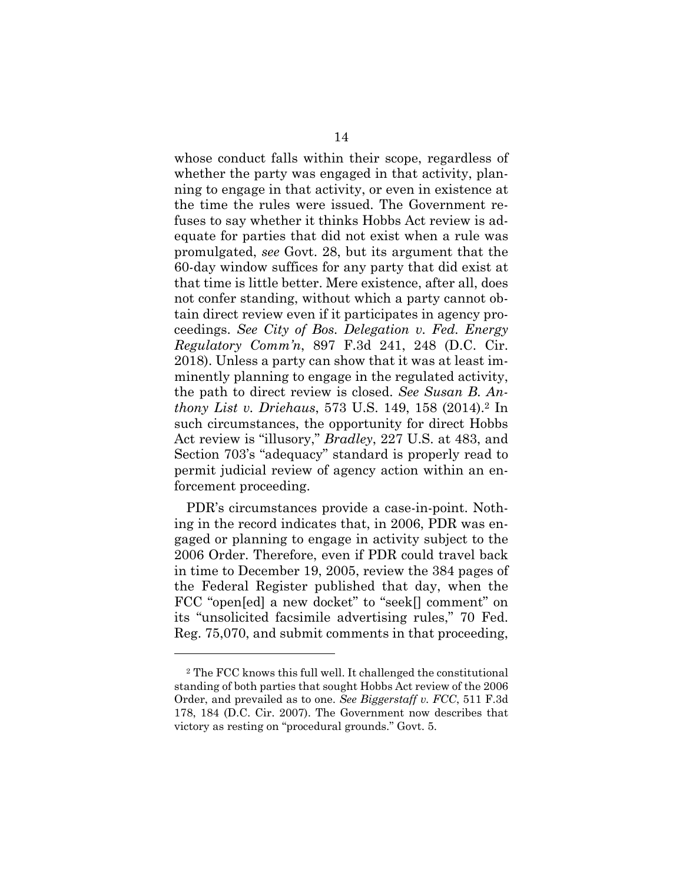whose conduct falls within their scope, regardless of whether the party was engaged in that activity, planning to engage in that activity, or even in existence at the time the rules were issued. The Government refuses to say whether it thinks Hobbs Act review is adequate for parties that did not exist when a rule was promulgated, *see* Govt. 28, but its argument that the 60-day window suffices for any party that did exist at that time is little better. Mere existence, after all, does not confer standing, without which a party cannot obtain direct review even if it participates in agency proceedings. *See City of Bos. Delegation v. Fed. Energy Regulatory Comm'n*, 897 F.3d 241, 248 (D.C. Cir. 2018). Unless a party can show that it was at least imminently planning to engage in the regulated activity, the path to direct review is closed. *See Susan B. Anthony List v. Driehaus*, 573 U.S. 149, 158 (2014).[2] In such circumstances, the opportunity for direct Hobbs Act review is "illusory," *Bradley*, 227 U.S. at 483, and Section 703's "adequacy" standard is properly read to permit judicial review of agency action within an enforcement proceeding.

PDR's circumstances provide a case-in-point. Nothing in the record indicates that, in 2006, PDR was engaged or planning to engage in activity subject to the 2006 Order. Therefore, even if PDR could travel back in time to December 19, 2005, review the 384 pages of the Federal Register published that day, when the FCC "open[ed] a new docket" to "seek[] comment" on its "unsolicited facsimile advertising rules," 70 Fed. Reg. 75,070, and submit comments in that proceeding,

---

[2] The FCC knows this full well. It challenged the constitutional standing of both parties that sought Hobbs Act review of the 2006 Order, and prevailed as to one. *See Biggerstaff v. FCC*, 511 F.3d 178, 184 (D.C. Cir. 2007). The Government now describes that victory as resting on "procedural grounds." Govt. 5.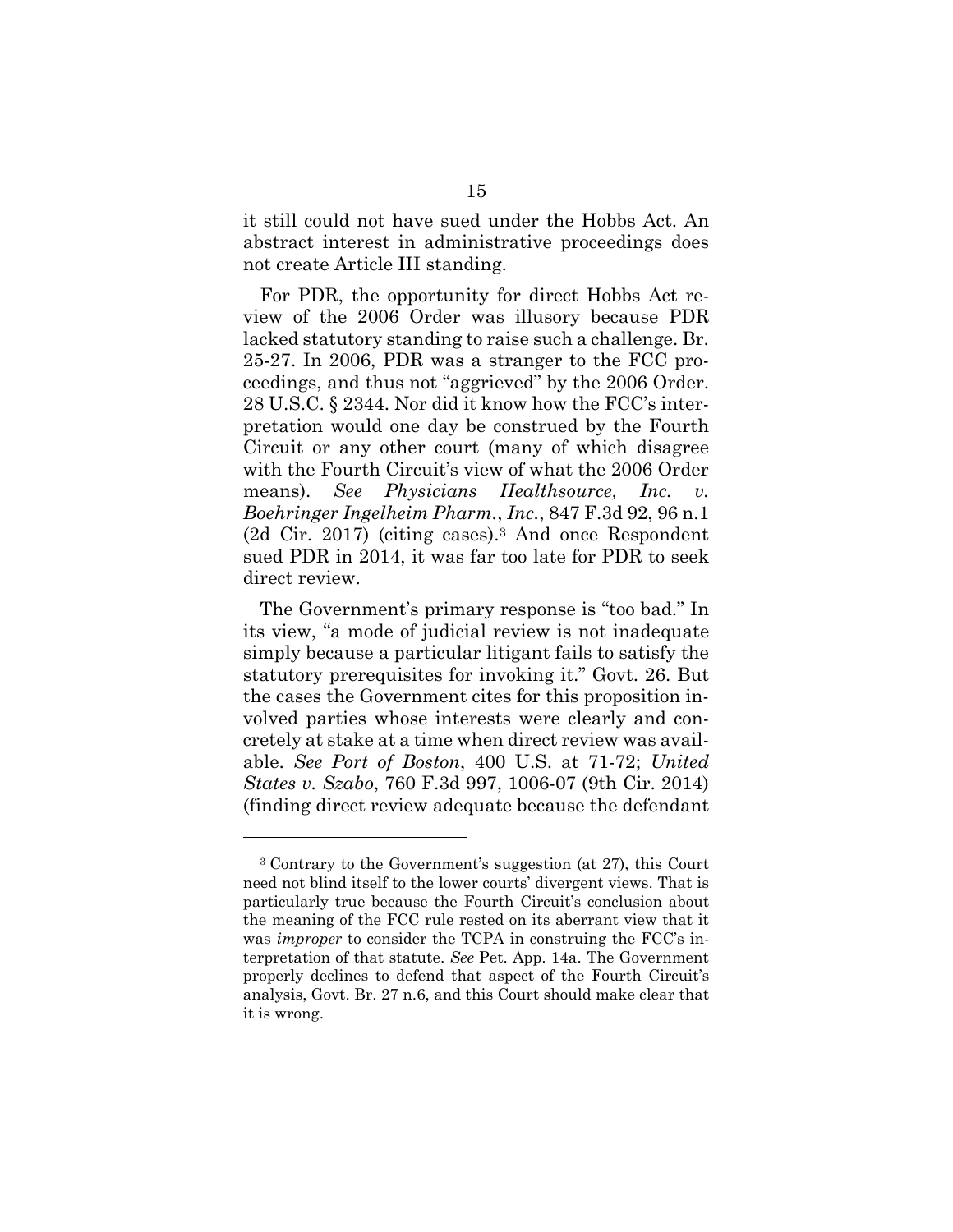it still could not have sued under the Hobbs Act. An abstract interest in administrative proceedings does not create Article III standing.

For PDR, the opportunity for direct Hobbs Act review of the 2006 Order was illusory because PDR lacked statutory standing to raise such a challenge. Br. 25-27. In 2006, PDR was a stranger to the FCC proceedings, and thus not "aggrieved" by the 2006 Order. 28 U.S.C. § 2344. Nor did it know how the FCC's interpretation would one day be construed by the Fourth Circuit or any other court (many of which disagree with the Fourth Circuit's view of what the 2006 Order means). *See Physicians Healthsource, Inc. v. Boehringer Ingelheim Pharm.*, *Inc.*, 847 F.3d 92, 96 n.1 (2d Cir. 2017) (citing cases).[3] And once Respondent sued PDR in 2014, it was far too late for PDR to seek direct review.

The Government's primary response is "too bad." In its view, "a mode of judicial review is not inadequate simply because a particular litigant fails to satisfy the statutory prerequisites for invoking it." Govt. 26. But the cases the Government cites for this proposition involved parties whose interests were clearly and concretely at stake at a time when direct review was available. *See Port of Boston*, 400 U.S. at 71-72; *United States v. Szabo*, 760 F.3d 997, 1006-07 (9th Cir. 2014) (finding direct review adequate because the defendant

---

[3] Contrary to the Government's suggestion (at 27), this Court need not blind itself to the lower courts' divergent views. That is particularly true because the Fourth Circuit's conclusion about the meaning of the FCC rule rested on its aberrant view that it was *improper* to consider the TCPA in construing the FCC's interpretation of that statute. *See* Pet. App. 14a. The Government properly declines to defend that aspect of the Fourth Circuit's analysis, Govt. Br. 27 n.6, and this Court should make clear that it is wrong.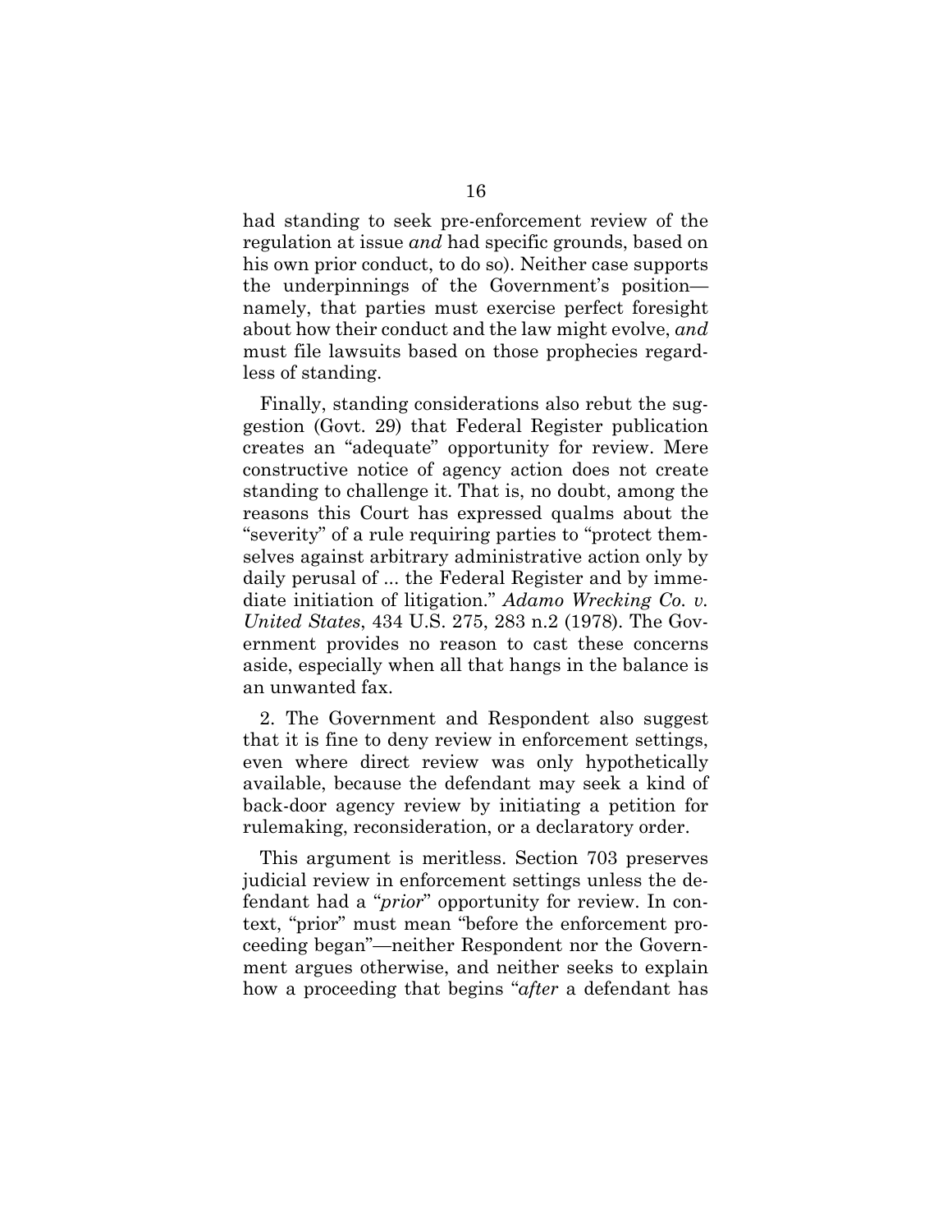had standing to seek pre-enforcement review of the regulation at issue *and* had specific grounds, based on his own prior conduct, to do so). Neither case supports the underpinnings of the Government's position—namely, that parties must exercise perfect foresight about how their conduct and the law might evolve, *and* must file lawsuits based on those prophecies regardless of standing.

Finally, standing considerations also rebut the suggestion (Govt. 29) that Federal Register publication creates an "adequate" opportunity for review. Mere constructive notice of agency action does not create standing to challenge it. That is, no doubt, among the reasons this Court has expressed qualms about the "severity" of a rule requiring parties to "protect themselves against arbitrary administrative action only by daily perusal of ... the Federal Register and by immediate initiation of litigation." *Adamo Wrecking Co. v. United States*, 434 U.S. 275, 283 n.2 (1978). The Government provides no reason to cast these concerns aside, especially when all that hangs in the balance is an unwanted fax.

2. The Government and Respondent also suggest that it is fine to deny review in enforcement settings, even where direct review was only hypothetically available, because the defendant may seek a kind of back-door agency review by initiating a petition for rulemaking, reconsideration, or a declaratory order.

This argument is meritless. Section 703 preserves judicial review in enforcement settings unless the defendant had a "*prior*" opportunity for review. In context, "prior" must mean "before the enforcement proceeding began"—neither Respondent nor the Government argues otherwise, and neither seeks to explain how a proceeding that begins "*after* a defendant has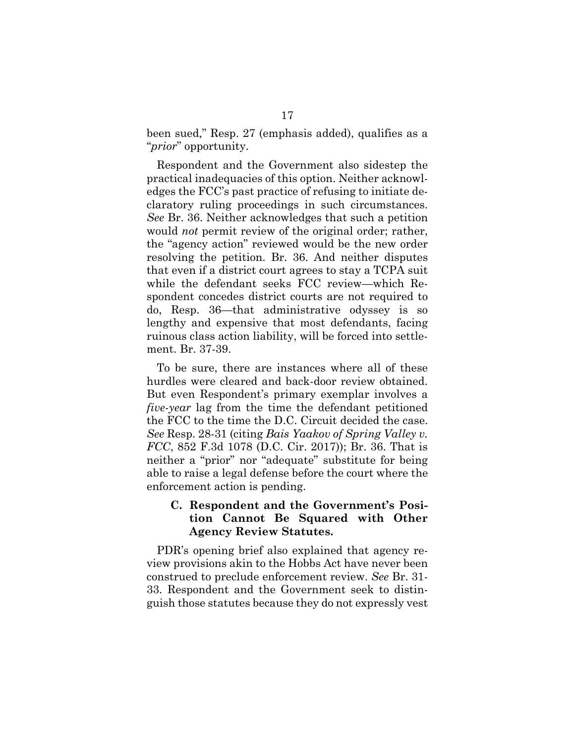been sued," Resp. 27 (emphasis added), qualifies as a "*prior*" opportunity.

Respondent and the Government also sidestep the practical inadequacies of this option. Neither acknowledges the FCC's past practice of refusing to initiate declaratory ruling proceedings in such circumstances. *See* Br. 36. Neither acknowledges that such a petition would *not* permit review of the original order; rather, the "agency action" reviewed would be the new order resolving the petition. Br. 36. And neither disputes that even if a district court agrees to stay a TCPA suit while the defendant seeks FCC review—which Respondent concedes district courts are not required to do, Resp. 36—that administrative odyssey is so lengthy and expensive that most defendants, facing ruinous class action liability, will be forced into settlement. Br. 37-39.

To be sure, there are instances where all of these hurdles were cleared and back-door review obtained. But even Respondent's primary exemplar involves a *five-year* lag from the time the defendant petitioned the FCC to the time the D.C. Circuit decided the case. *See* Resp. 28-31 (citing *Bais Yaakov of Spring Valley v. FCC*, 852 F.3d 1078 (D.C. Cir. 2017)); Br. 36. That is neither a "prior" nor "adequate" substitute for being able to raise a legal defense before the court where the enforcement action is pending.

### C. Respondent and the Government's Position Cannot Be Squared with Other Agency Review Statutes.

PDR's opening brief also explained that agency review provisions akin to the Hobbs Act have never been construed to preclude enforcement review. *See* Br. 31-33. Respondent and the Government seek to distinguish those statutes because they do not expressly vest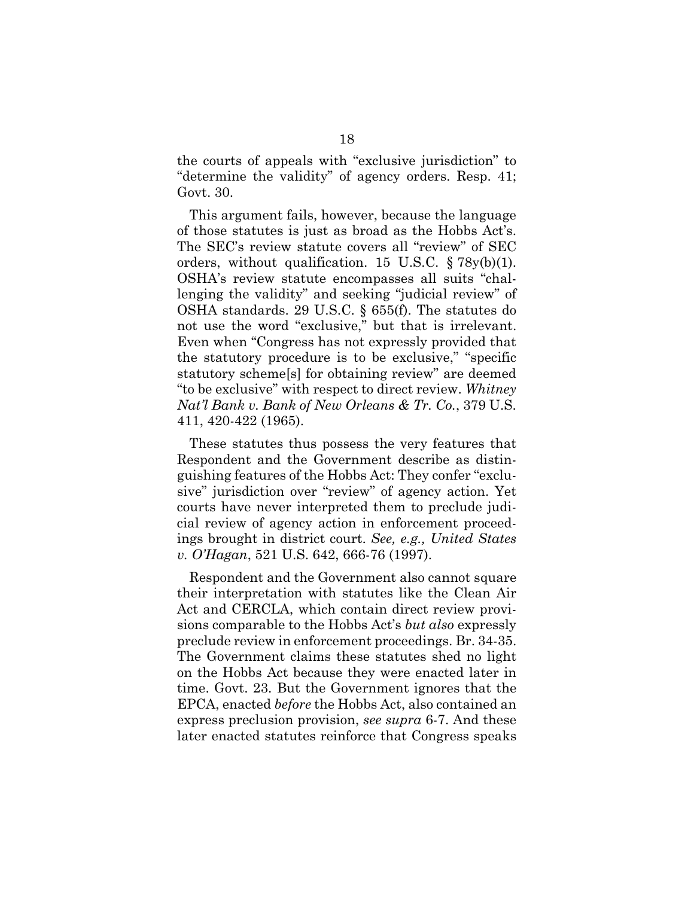the courts of appeals with "exclusive jurisdiction" to "determine the validity" of agency orders. Resp. 41; Govt. 30.

This argument fails, however, because the language of those statutes is just as broad as the Hobbs Act's. The SEC's review statute covers all "review" of SEC orders, without qualification. 15 U.S.C. § 78y(b)(1). OSHA's review statute encompasses all suits "challenging the validity" and seeking "judicial review" of OSHA standards. 29 U.S.C. § 655(f). The statutes do not use the word "exclusive," but that is irrelevant. Even when "Congress has not expressly provided that the statutory procedure is to be exclusive," "specific statutory scheme[s] for obtaining review" are deemed "to be exclusive" with respect to direct review. *Whitney Nat'l Bank v. Bank of New Orleans & Tr. Co.*, 379 U.S. 411, 420-422 (1965).

These statutes thus possess the very features that Respondent and the Government describe as distinguishing features of the Hobbs Act: They confer "exclusive" jurisdiction over "review" of agency action. Yet courts have never interpreted them to preclude judicial review of agency action in enforcement proceedings brought in district court. *See, e.g., United States v. O'Hagan*, 521 U.S. 642, 666-76 (1997).

Respondent and the Government also cannot square their interpretation with statutes like the Clean Air Act and CERCLA, which contain direct review provisions comparable to the Hobbs Act's *but also* expressly preclude review in enforcement proceedings. Br. 34-35. The Government claims these statutes shed no light on the Hobbs Act because they were enacted later in time. Govt. 23. But the Government ignores that the EPCA, enacted *before* the Hobbs Act, also contained an express preclusion provision, *see supra* 6-7. And these later enacted statutes reinforce that Congress speaks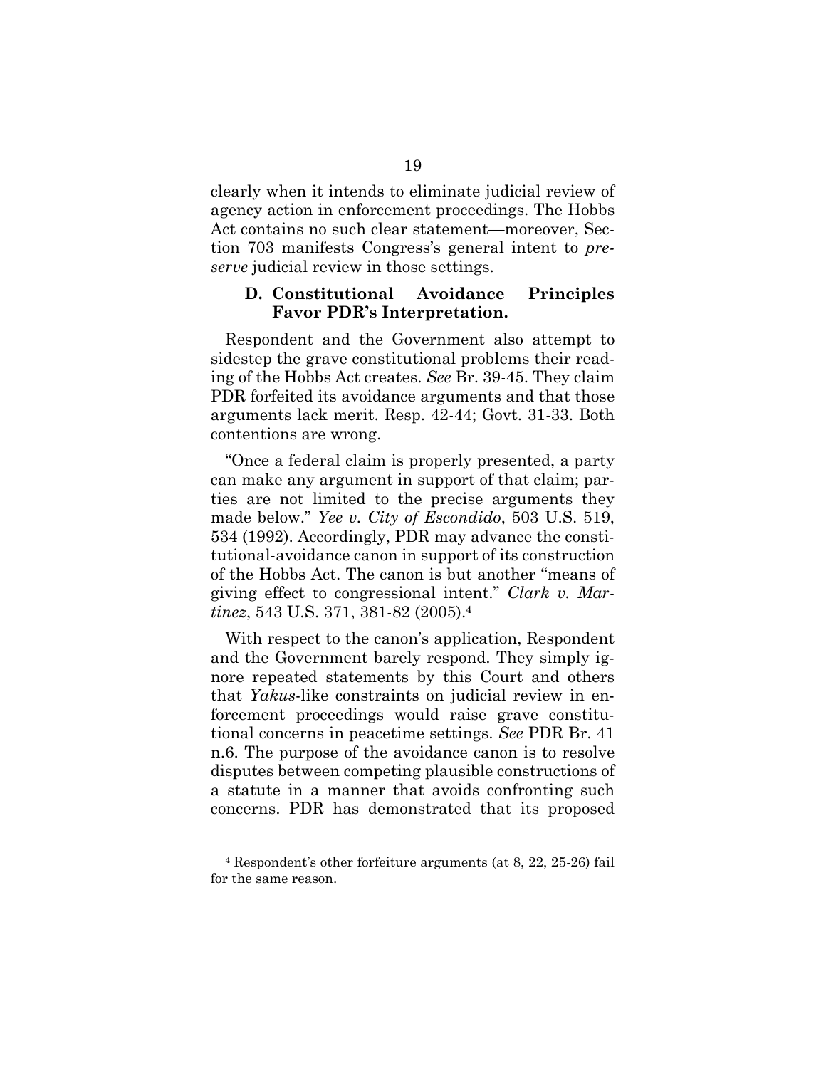clearly when it intends to eliminate judicial review of agency action in enforcement proceedings. The Hobbs Act contains no such clear statement—moreover, Section 703 manifests Congress's general intent to *preserve* judicial review in those settings.

### D. Constitutional Avoidance Principles Favor PDR's Interpretation.

Respondent and the Government also attempt to sidestep the grave constitutional problems their reading of the Hobbs Act creates. *See* Br. 39-45. They claim PDR forfeited its avoidance arguments and that those arguments lack merit. Resp. 42-44; Govt. 31-33. Both contentions are wrong.

"Once a federal claim is properly presented, a party can make any argument in support of that claim; parties are not limited to the precise arguments they made below." *Yee v. City of Escondido*, 503 U.S. 519, 534 (1992). Accordingly, PDR may advance the constitutional-avoidance canon in support of its construction of the Hobbs Act. The canon is but another "means of giving effect to congressional intent." *Clark v. Martinez*, 543 U.S. 371, 381-82 (2005).[4]

With respect to the canon's application, Respondent and the Government barely respond. They simply ignore repeated statements by this Court and others that *Yakus*-like constraints on judicial review in enforcement proceedings would raise grave constitutional concerns in peacetime settings. *See* PDR Br. 41 n.6. The purpose of the avoidance canon is to resolve disputes between competing plausible constructions of a statute in a manner that avoids confronting such concerns. PDR has demonstrated that its proposed

---

[4] Respondent's other forfeiture arguments (at 8, 22, 25-26) fail for the same reason.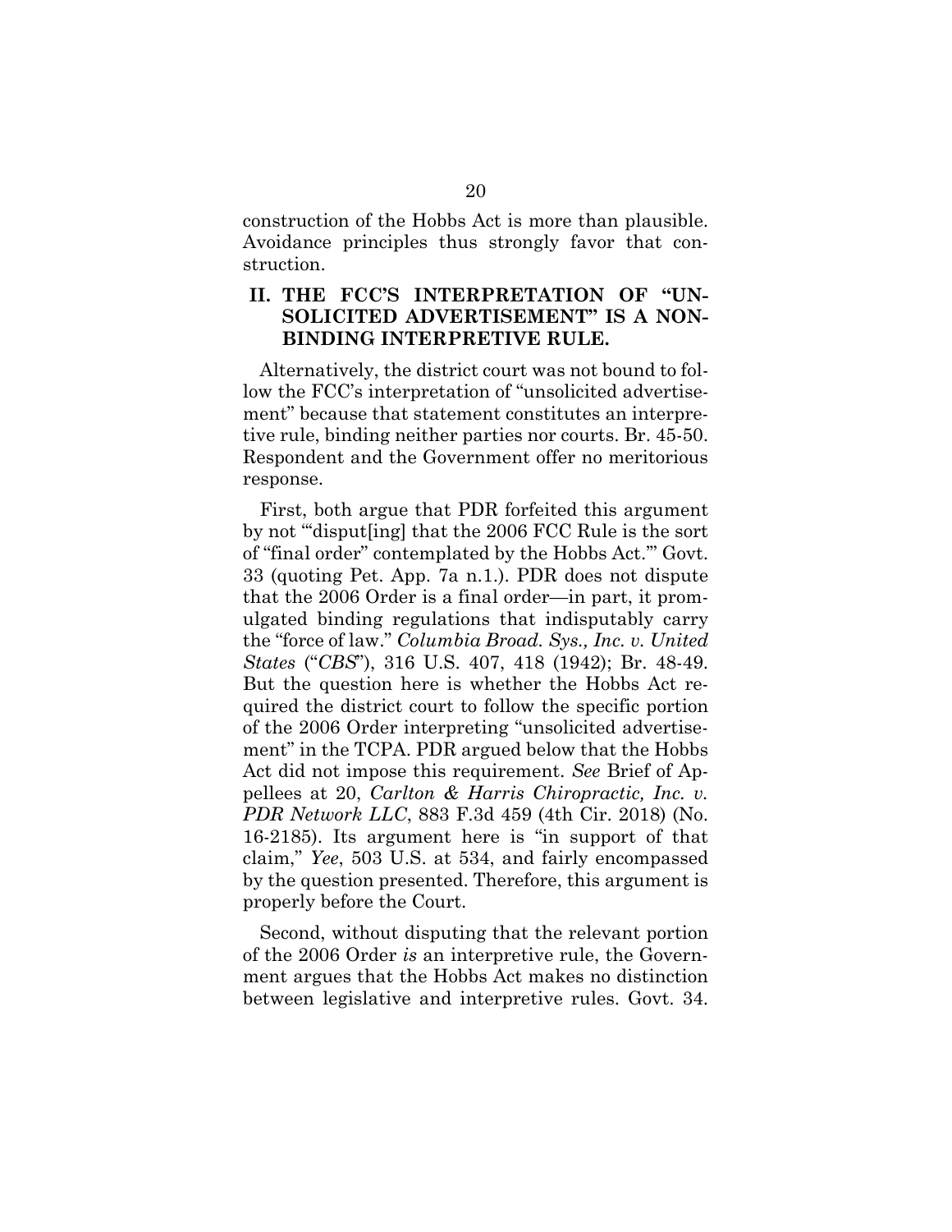construction of the Hobbs Act is more than plausible. Avoidance principles thus strongly favor that construction.

## II. THE FCC'S INTERPRETATION OF "UNSOLICITED ADVERTISEMENT" IS A NONBINDING INTERPRETIVE RULE.

Alternatively, the district court was not bound to follow the FCC's interpretation of "unsolicited advertisement" because that statement constitutes an interpretive rule, binding neither parties nor courts. Br. 45-50. Respondent and the Government offer no meritorious response.

First, both argue that PDR forfeited this argument by not "'disput[ing] that the 2006 FCC Rule is the sort of "final order" contemplated by the Hobbs Act.'" Govt. 33 (quoting Pet. App. 7a n.1.). PDR does not dispute that the 2006 Order is a final order—in part, it promulgated binding regulations that indisputably carry the "force of law." *Columbia Broad. Sys., Inc. v. United States* ("*CBS*"), 316 U.S. 407, 418 (1942); Br. 48-49. But the question here is whether the Hobbs Act required the district court to follow the specific portion of the 2006 Order interpreting "unsolicited advertisement" in the TCPA. PDR argued below that the Hobbs Act did not impose this requirement. *See* Brief of Appellees at 20, *Carlton & Harris Chiropractic, Inc. v. PDR Network LLC*, 883 F.3d 459 (4th Cir. 2018) (No. 16-2185). Its argument here is "in support of that claim," *Yee*, 503 U.S. at 534, and fairly encompassed by the question presented. Therefore, this argument is properly before the Court.

Second, without disputing that the relevant portion of the 2006 Order *is* an interpretive rule, the Government argues that the Hobbs Act makes no distinction between legislative and interpretive rules. Govt. 34.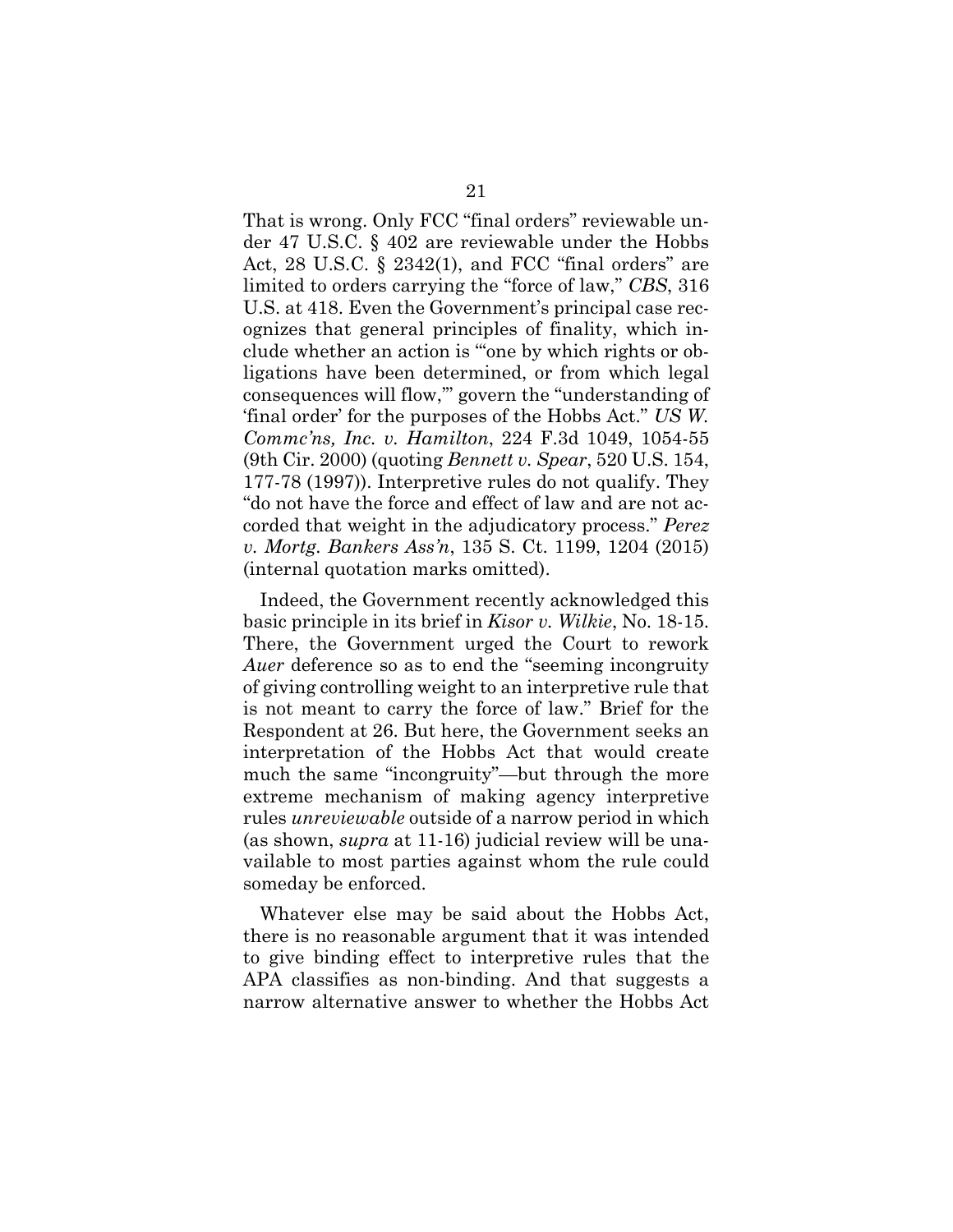That is wrong. Only FCC "final orders" reviewable under 47 U.S.C. § 402 are reviewable under the Hobbs Act, 28 U.S.C. § 2342(1), and FCC "final orders" are limited to orders carrying the "force of law," *CBS*, 316 U.S. at 418. Even the Government's principal case recognizes that general principles of finality, which include whether an action is "'one by which rights or obligations have been determined, or from which legal consequences will flow,'" govern the "understanding of 'final order' for the purposes of the Hobbs Act." *US W. Commc'ns, Inc. v. Hamilton*, 224 F.3d 1049, 1054-55 (9th Cir. 2000) (quoting *Bennett v. Spear*, 520 U.S. 154, 177-78 (1997)). Interpretive rules do not qualify. They "do not have the force and effect of law and are not accorded that weight in the adjudicatory process." *Perez v. Mortg. Bankers Ass'n*, 135 S. Ct. 1199, 1204 (2015) (internal quotation marks omitted).

Indeed, the Government recently acknowledged this basic principle in its brief in *Kisor v. Wilkie*, No. 18-15. There, the Government urged the Court to rework *Auer* deference so as to end the "seeming incongruity of giving controlling weight to an interpretive rule that is not meant to carry the force of law." Brief for the Respondent at 26. But here, the Government seeks an interpretation of the Hobbs Act that would create much the same "incongruity"—but through the more extreme mechanism of making agency interpretive rules *unreviewable* outside of a narrow period in which (as shown, *supra* at 11-16) judicial review will be unavailable to most parties against whom the rule could someday be enforced.

Whatever else may be said about the Hobbs Act, there is no reasonable argument that it was intended to give binding effect to interpretive rules that the APA classifies as non-binding. And that suggests a narrow alternative answer to whether the Hobbs Act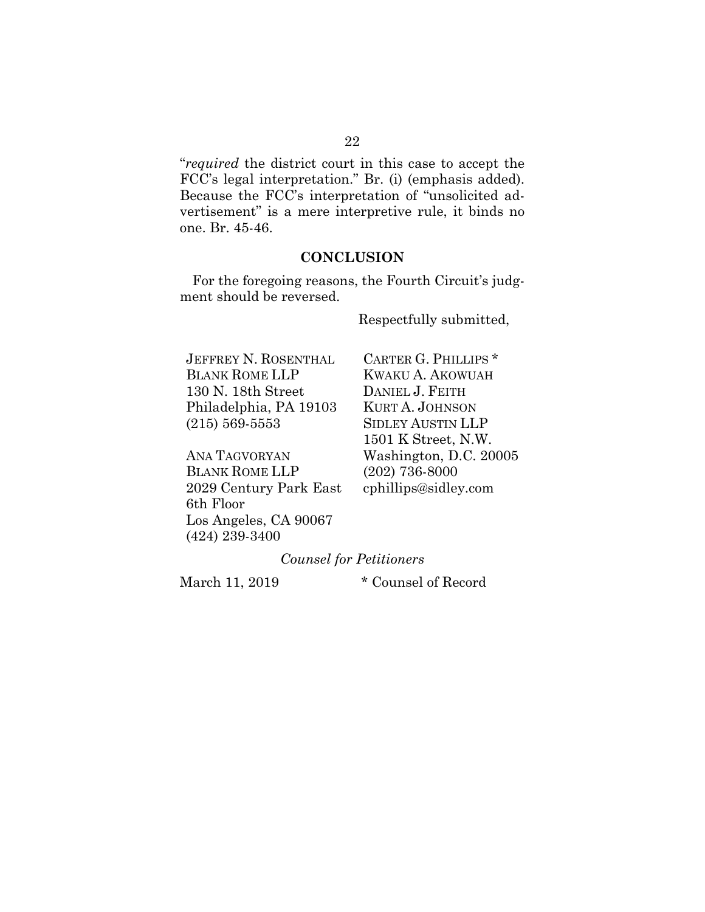"*required* the district court in this case to accept the FCC's legal interpretation." Br. (i) (emphasis added). Because the FCC's interpretation of "unsolicited advertisement" is a mere interpretive rule, it binds no one. Br. 45-46.

## CONCLUSION

For the foregoing reasons, the Fourth Circuit's judgment should be reversed.

Respectfully submitted,

JEFFREY N. ROSENTHAL
BLANK ROME LLP
130 N. 18th Street
Philadelphia, PA 19103
(215) 569-5553

ANA TAGVORYAN
BLANK ROME LLP
2029 Century Park East
6th Floor
Los Angeles, CA 90067
(424) 239-3400

CARTER G. PHILLIPS *
KWAKU A. AKOWUAH
DANIEL J. FEITH
KURT A. JOHNSON
SIDLEY AUSTIN LLP
1501 K Street, N.W.
Washington, D.C. 20005
(202) 736-8000
cphillips@sidley.com

*Counsel for Petitioners*

March 11, 2019

\* Counsel of Record